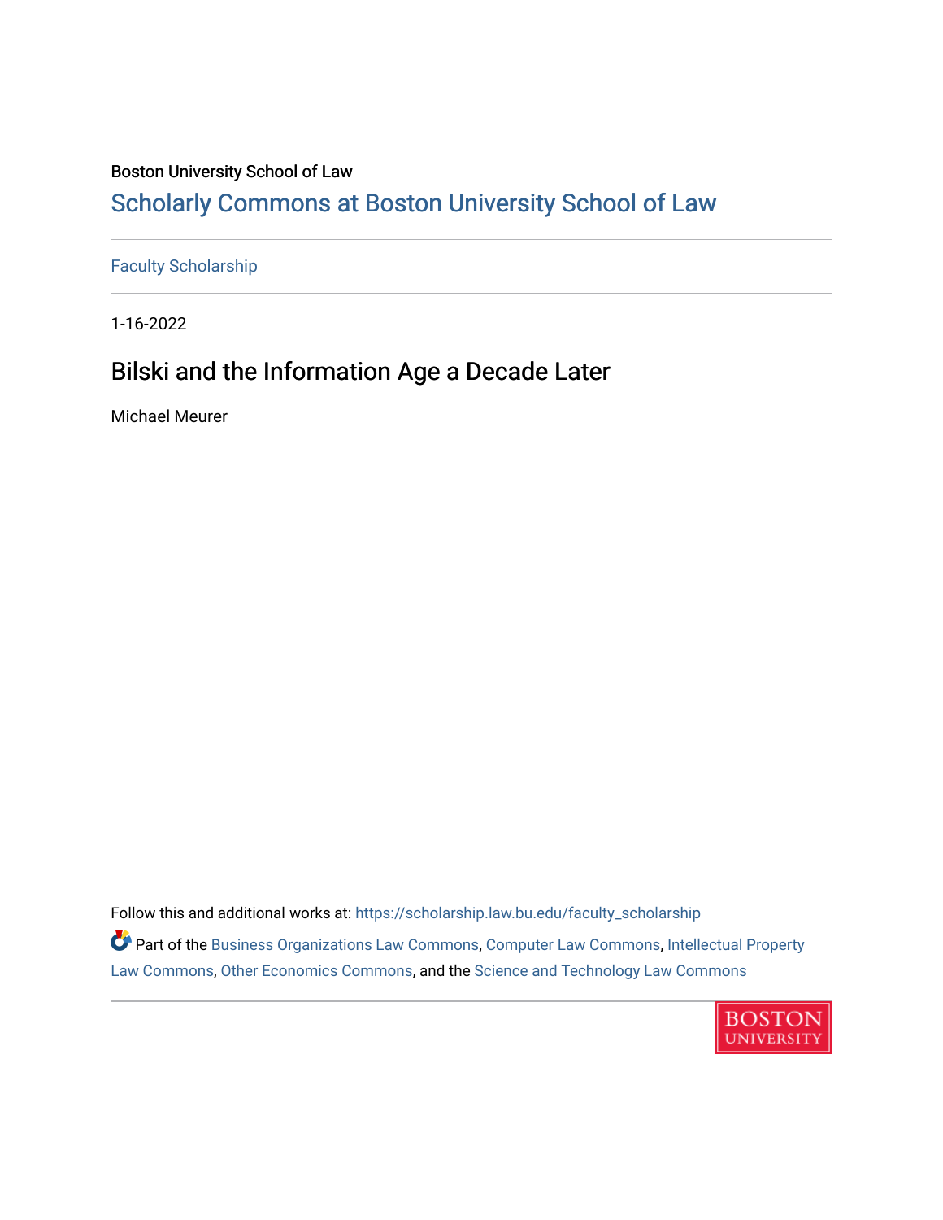Boston University School of Law

## Scholarly Commons at Boston University School of Law

Faculty Scholarship

1-16-2022

# Bilski and the Information Age a Decade Later

Michael Meurer

Follow this and additional works at: https://scholarship.law.bu.edu/faculty_scholarship

Part of the Business Organizations Law Commons, Computer Law Commons, Intellectual Property Law Commons, Other Economics Commons, and the Science and Technology Law Commons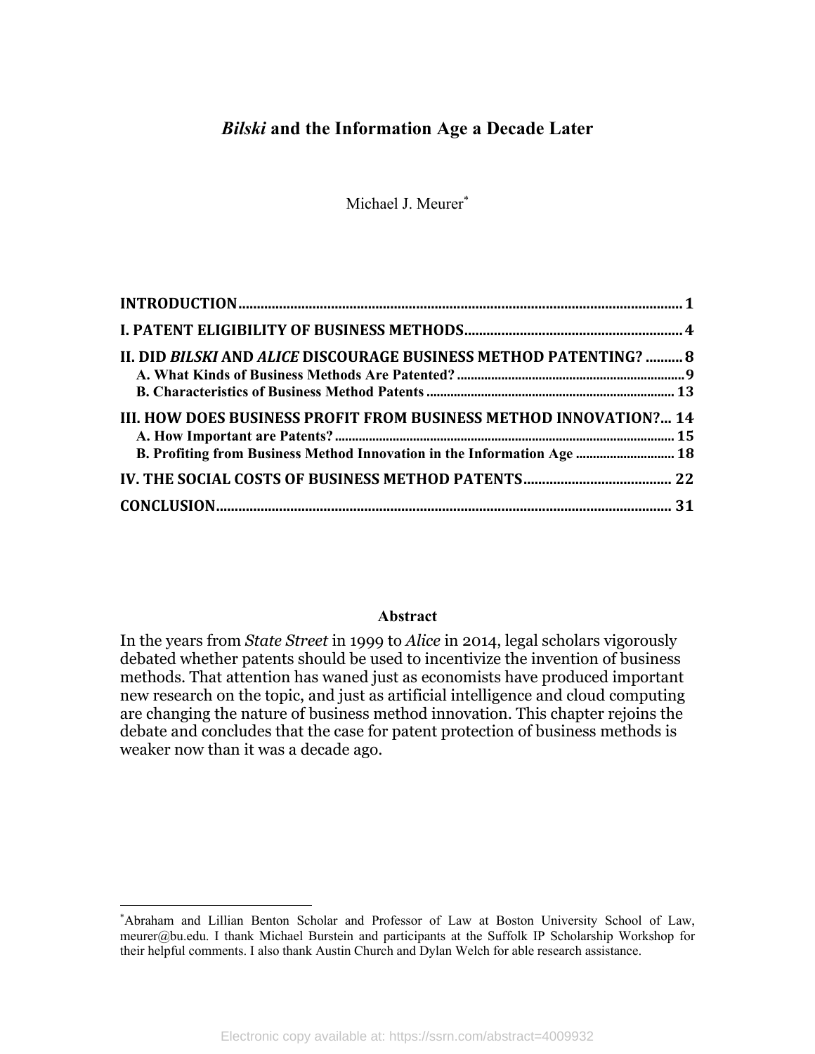# *Bilski* and the Information Age a Decade Later

Michael J. Meurer*

**INTRODUCTION** ........................................................................................................ 1

**I. PATENT ELIGIBILITY OF BUSINESS METHODS** ........................................................ 4

**II. DID *BILSKI* AND *ALICE* DISCOURAGE BUSINESS METHOD PATENTING?** .......... 8

- **A. What Kinds of Business Methods Are Patented?** ................................................ 9
- **B. Characteristics of Business Method Patents** ...................................................... 13

**III. HOW DOES BUSINESS PROFIT FROM BUSINESS METHOD INNOVATION?** ... 14

- **A. How Important are Patents?** ................................................................................ 15
- **B. Profiting from Business Method Innovation in the Information Age** .................. 18

**IV. THE SOCIAL COSTS OF BUSINESS METHOD PATENTS** ....................................... 22

**CONCLUSION** ............................................................................................................ 31

## Abstract

In the years from *State Street* in 1999 to *Alice* in 2014, legal scholars vigorously debated whether patents should be used to incentivize the invention of business methods. That attention has waned just as economists have produced important new research on the topic, and just as artificial intelligence and cloud computing are changing the nature of business method innovation. This chapter rejoins the debate and concludes that the case for patent protection of business methods is weaker now than it was a decade ago.

---

*Abraham and Lillian Benton Scholar and Professor of Law at Boston University School of Law, meurer@bu.edu. I thank Michael Burstein and participants at the Suffolk IP Scholarship Workshop for their helpful comments. I also thank Austin Church and Dylan Welch for able research assistance.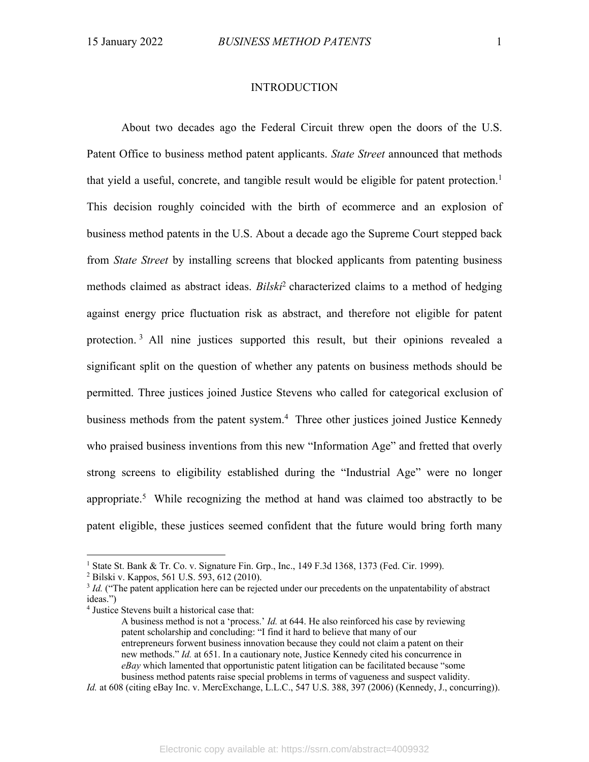# INTRODUCTION

About two decades ago the Federal Circuit threw open the doors of the U.S. Patent Office to business method patent applicants. *State Street* announced that methods that yield a useful, concrete, and tangible result would be eligible for patent protection.[1] This decision roughly coincided with the birth of ecommerce and an explosion of business method patents in the U.S. About a decade ago the Supreme Court stepped back from *State Street* by installing screens that blocked applicants from patenting business methods claimed as abstract ideas. *Bilski*[2] characterized claims to a method of hedging against energy price fluctuation risk as abstract, and therefore not eligible for patent protection.[3] All nine justices supported this result, but their opinions revealed a significant split on the question of whether any patents on business methods should be permitted. Three justices joined Justice Stevens who called for categorical exclusion of business methods from the patent system.[4] Three other justices joined Justice Kennedy who praised business inventions from this new "Information Age" and fretted that overly strong screens to eligibility established during the "Industrial Age" were no longer appropriate.[5] While recognizing the method at hand was claimed too abstractly to be patent eligible, these justices seemed confident that the future would bring forth many

---

[1] State St. Bank & Tr. Co. v. Signature Fin. Grp., Inc., 149 F.3d 1368, 1373 (Fed. Cir. 1999).

[2] Bilski v. Kappos, 561 U.S. 593, 612 (2010).

[3] *Id.* ("The patent application here can be rejected under our precedents on the unpatentability of abstract ideas.")

[4] Justice Stevens built a historical case that:

> A business method is not a 'process.' *Id.* at 644. He also reinforced his case by reviewing patent scholarship and concluding: "I find it hard to believe that many of our entrepreneurs forwent business innovation because they could not claim a patent on their new methods." *Id.* at 651. In a cautionary note, Justice Kennedy cited his concurrence in *eBay* which lamented that opportunistic patent litigation can be facilitated because "some business method patents raise special problems in terms of vagueness and suspect validity.

*Id.* at 608 (citing eBay Inc. v. MercExchange, L.L.C., 547 U.S. 388, 397 (2006) (Kennedy, J., concurring)).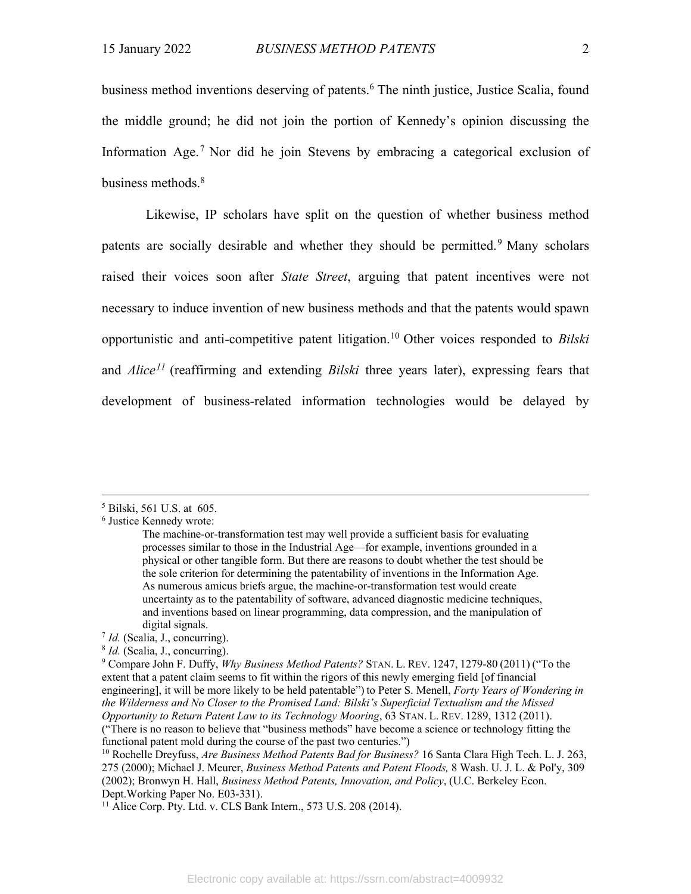business method inventions deserving of patents.[6] The ninth justice, Justice Scalia, found the middle ground; he did not join the portion of Kennedy's opinion discussing the Information Age.[7] Nor did he join Stevens by embracing a categorical exclusion of business methods.[8]

Likewise, IP scholars have split on the question of whether business method patents are socially desirable and whether they should be permitted.[9] Many scholars raised their voices soon after *State Street*, arguing that patent incentives were not necessary to induce invention of new business methods and that the patents would spawn opportunistic and anti-competitive patent litigation.[10] Other voices responded to *Bilski* and *Alice*[11] (reaffirming and extending *Bilski* three years later), expressing fears that development of business-related information technologies would be delayed by

---

[5] Bilski, 561 U.S. at 605.

[6] Justice Kennedy wrote:

> The machine-or-transformation test may well provide a sufficient basis for evaluating processes similar to those in the Industrial Age—for example, inventions grounded in a physical or other tangible form. But there are reasons to doubt whether the test should be the sole criterion for determining the patentability of inventions in the Information Age. As numerous amicus briefs argue, the machine-or-transformation test would create uncertainty as to the patentability of software, advanced diagnostic medicine techniques, and inventions based on linear programming, data compression, and the manipulation of digital signals.

[7] *Id.* (Scalia, J., concurring).

[8] *Id.* (Scalia, J., concurring).

[9] Compare John F. Duffy, *Why Business Method Patents?* STAN. L. REV. 1247, 1279-80 (2011) ("To the extent that a patent claim seems to fit within the rigors of this newly emerging field [of financial engineering], it will be more likely to be held patentable") to Peter S. Menell, *Forty Years of Wondering in the Wilderness and No Closer to the Promised Land: Bilski's Superficial Textualism and the Missed Opportunity to Return Patent Law to its Technology Mooring*, 63 STAN. L. REV. 1289, 1312 (2011). ("There is no reason to believe that "business methods" have become a science or technology fitting the functional patent mold during the course of the past two centuries.")

[10] Rochelle Dreyfuss, *Are Business Method Patents Bad for Business?* 16 Santa Clara High Tech. L. J. 263, 275 (2000); Michael J. Meurer, *Business Method Patents and Patent Floods,* 8 Wash. U. J. L. & Pol'y, 309 (2002); Bronwyn H. Hall, *Business Method Patents, Innovation, and Policy*, (U.C. Berkeley Econ. Dept.Working Paper No. E03-331).

[11] Alice Corp. Pty. Ltd. v. CLS Bank Intern., 573 U.S. 208 (2014).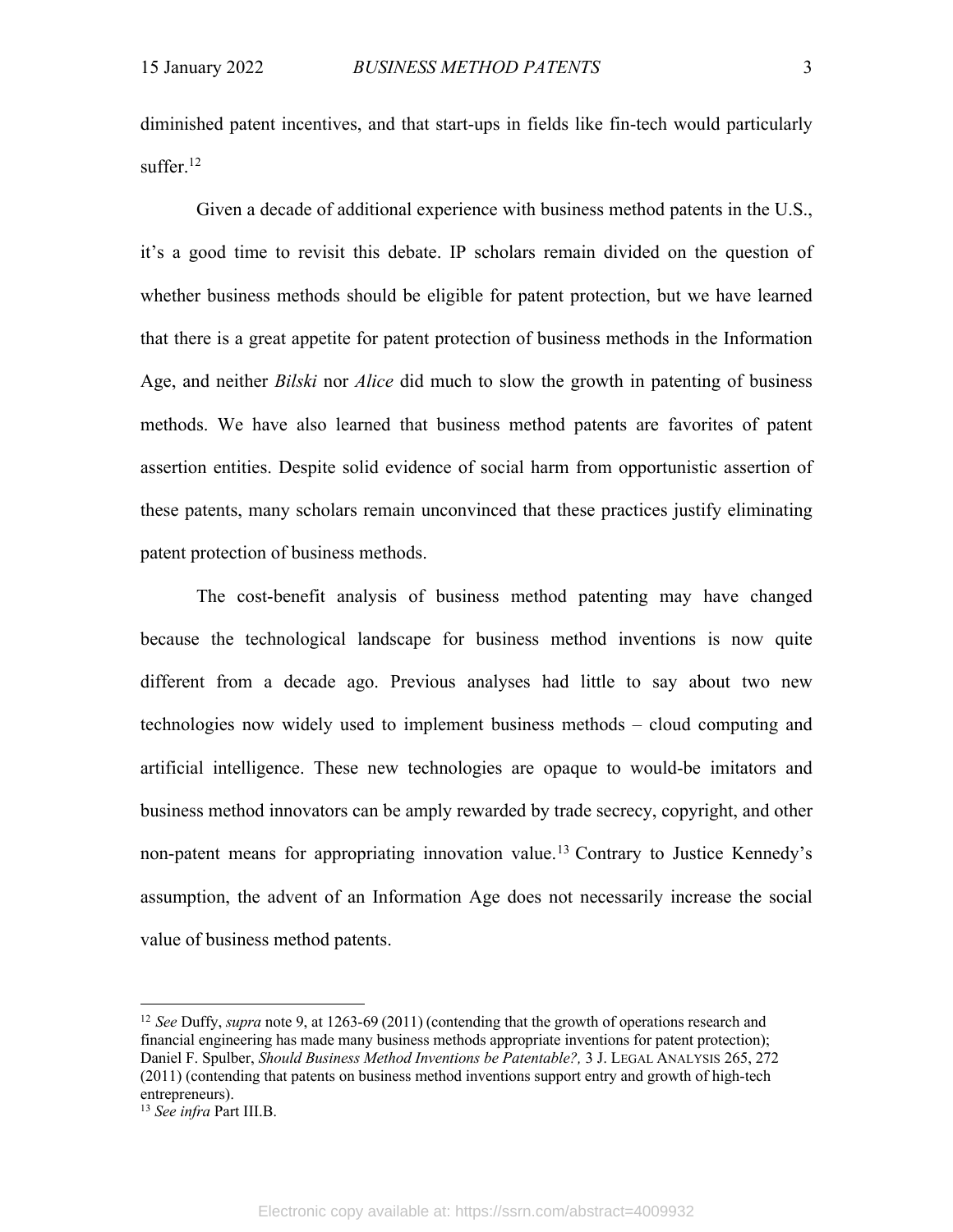diminished patent incentives, and that start-ups in fields like fin-tech would particularly suffer.[12]

Given a decade of additional experience with business method patents in the U.S., it's a good time to revisit this debate. IP scholars remain divided on the question of whether business methods should be eligible for patent protection, but we have learned that there is a great appetite for patent protection of business methods in the Information Age, and neither *Bilski* nor *Alice* did much to slow the growth in patenting of business methods. We have also learned that business method patents are favorites of patent assertion entities. Despite solid evidence of social harm from opportunistic assertion of these patents, many scholars remain unconvinced that these practices justify eliminating patent protection of business methods.

The cost-benefit analysis of business method patenting may have changed because the technological landscape for business method inventions is now quite different from a decade ago. Previous analyses had little to say about two new technologies now widely used to implement business methods – cloud computing and artificial intelligence. These new technologies are opaque to would-be imitators and business method innovators can be amply rewarded by trade secrecy, copyright, and other non-patent means for appropriating innovation value.[13] Contrary to Justice Kennedy's assumption, the advent of an Information Age does not necessarily increase the social value of business method patents.

---

[12] *See* Duffy, *supra* note 9, at 1263-69 (2011) (contending that the growth of operations research and financial engineering has made many business methods appropriate inventions for patent protection); Daniel F. Spulber, *Should Business Method Inventions be Patentable?,* 3 J. LEGAL ANALYSIS 265, 272 (2011) (contending that patents on business method inventions support entry and growth of high-tech entrepreneurs).

[13] *See infra* Part III.B.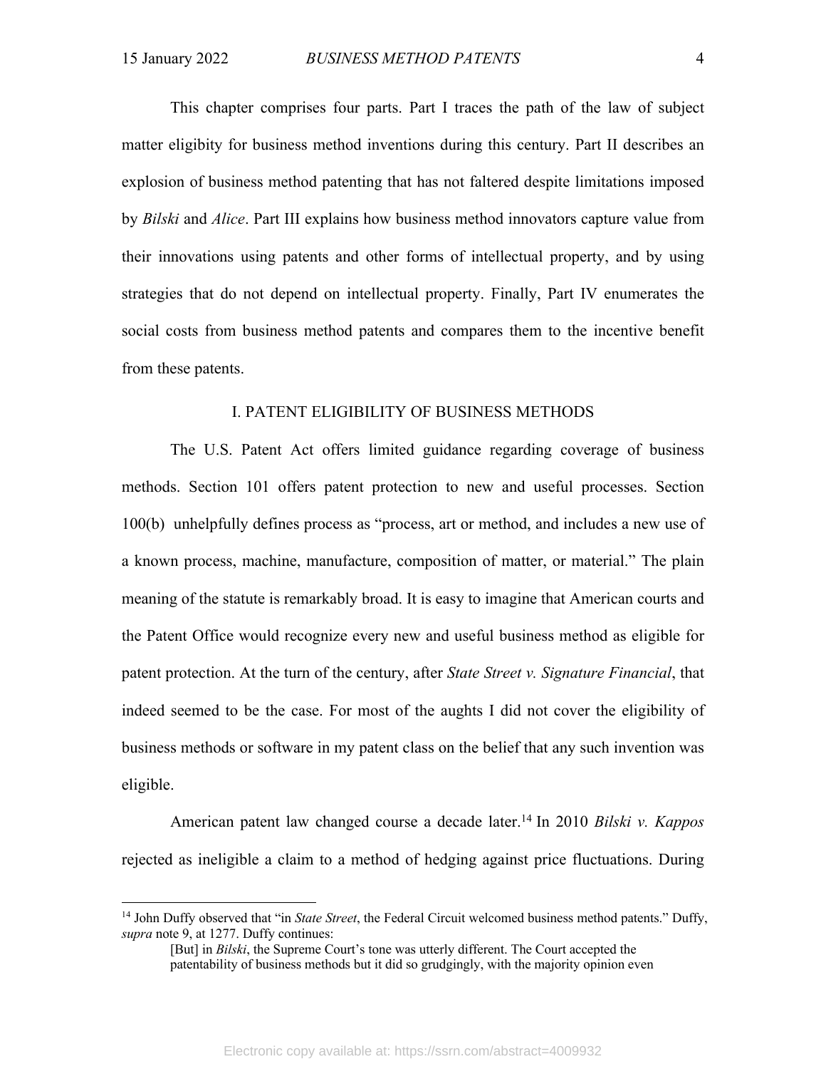This chapter comprises four parts. Part I traces the path of the law of subject matter eligibity for business method inventions during this century. Part II describes an explosion of business method patenting that has not faltered despite limitations imposed by *Bilski* and *Alice*. Part III explains how business method innovators capture value from their innovations using patents and other forms of intellectual property, and by using strategies that do not depend on intellectual property. Finally, Part IV enumerates the social costs from business method patents and compares them to the incentive benefit from these patents.

## I. PATENT ELIGIBILITY OF BUSINESS METHODS

The U.S. Patent Act offers limited guidance regarding coverage of business methods. Section 101 offers patent protection to new and useful processes. Section 100(b) unhelpfully defines process as "process, art or method, and includes a new use of a known process, machine, manufacture, composition of matter, or material." The plain meaning of the statute is remarkably broad. It is easy to imagine that American courts and the Patent Office would recognize every new and useful business method as eligible for patent protection. At the turn of the century, after *State Street v. Signature Financial*, that indeed seemed to be the case. For most of the aughts I did not cover the eligibility of business methods or software in my patent class on the belief that any such invention was eligible.

American patent law changed course a decade later.[14] In 2010 *Bilski v. Kappos* rejected as ineligible a claim to a method of hedging against price fluctuations. During

[14] John Duffy observed that "in *State Street*, the Federal Circuit welcomed business method patents." Duffy, *supra* note 9, at 1277. Duffy continues:

> [But] in *Bilski*, the Supreme Court's tone was utterly different. The Court accepted the patentability of business methods but it did so grudgingly, with the majority opinion even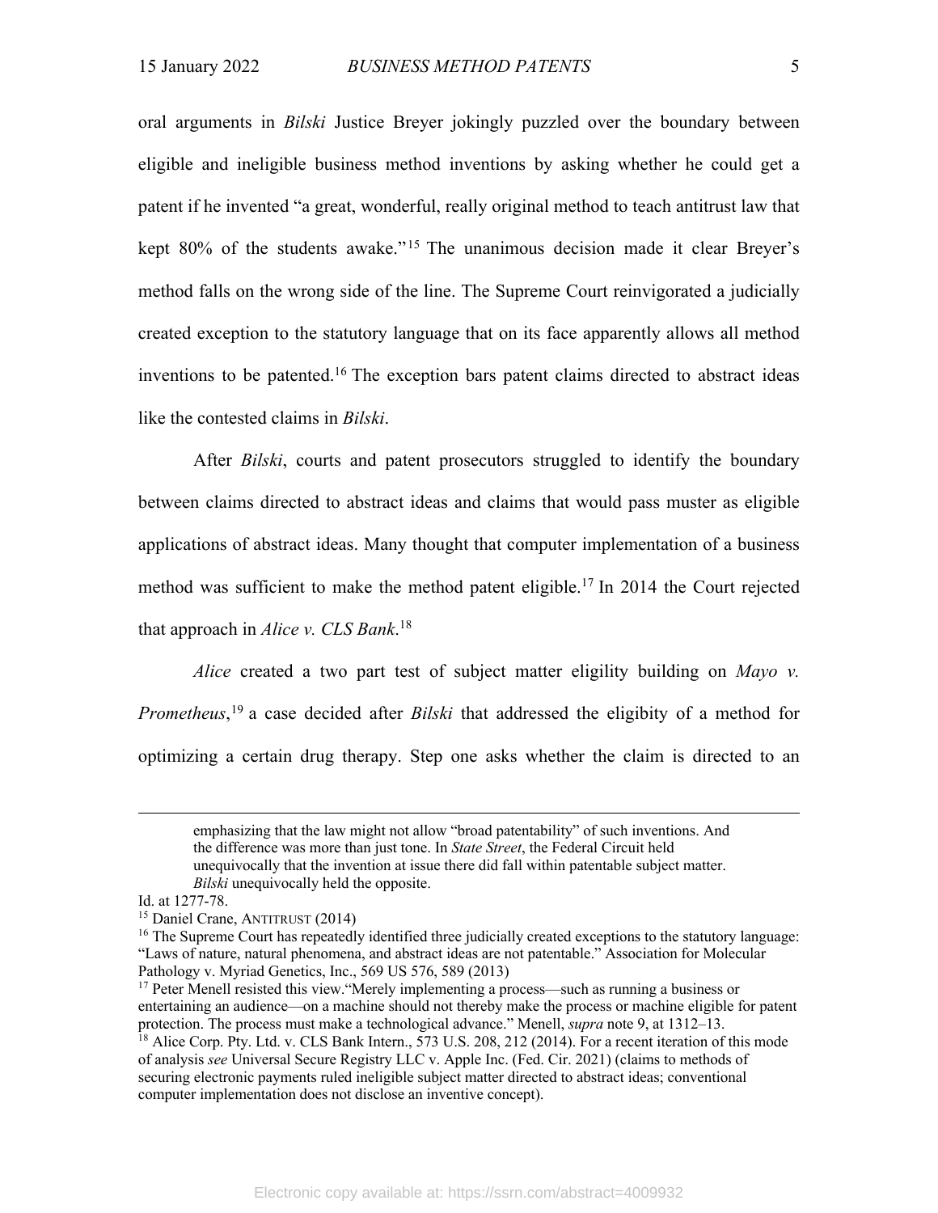oral arguments in *Bilski* Justice Breyer jokingly puzzled over the boundary between eligible and ineligible business method inventions by asking whether he could get a patent if he invented "a great, wonderful, really original method to teach antitrust law that kept 80% of the students awake."[15] The unanimous decision made it clear Breyer's method falls on the wrong side of the line. The Supreme Court reinvigorated a judicially created exception to the statutory language that on its face apparently allows all method inventions to be patented.[16] The exception bars patent claims directed to abstract ideas like the contested claims in *Bilski*.

After *Bilski*, courts and patent prosecutors struggled to identify the boundary between claims directed to abstract ideas and claims that would pass muster as eligible applications of abstract ideas. Many thought that computer implementation of a business method was sufficient to make the method patent eligible.[17] In 2014 the Court rejected that approach in *Alice v. CLS Bank*.[18]

*Alice* created a two part test of subject matter eligility building on *Mayo v. Prometheus*,[19] a case decided after *Bilski* that addressed the eligibity of a method for optimizing a certain drug therapy. Step one asks whether the claim is directed to an

---

> emphasizing that the law might not allow "broad patentability" of such inventions. And the difference was more than just tone. In *State Street*, the Federal Circuit held unequivocally that the invention at issue there did fall within patentable subject matter. *Bilski* unequivocally held the opposite.

Id. at 1277-78.

[15] Daniel Crane, ANTITRUST (2014)

[16] The Supreme Court has repeatedly identified three judicially created exceptions to the statutory language: "Laws of nature, natural phenomena, and abstract ideas are not patentable." Association for Molecular Pathology v. Myriad Genetics, Inc., 569 US 576, 589 (2013)

[17] Peter Menell resisted this view."Merely implementing a process—such as running a business or entertaining an audience—on a machine should not thereby make the process or machine eligible for patent protection. The process must make a technological advance." Menell, *supra* note 9, at 1312–13.

[18] Alice Corp. Pty. Ltd. v. CLS Bank Intern., 573 U.S. 208, 212 (2014). For a recent iteration of this mode of analysis *see* Universal Secure Registry LLC v. Apple Inc. (Fed. Cir. 2021) (claims to methods of securing electronic payments ruled ineligible subject matter directed to abstract ideas; conventional computer implementation does not disclose an inventive concept).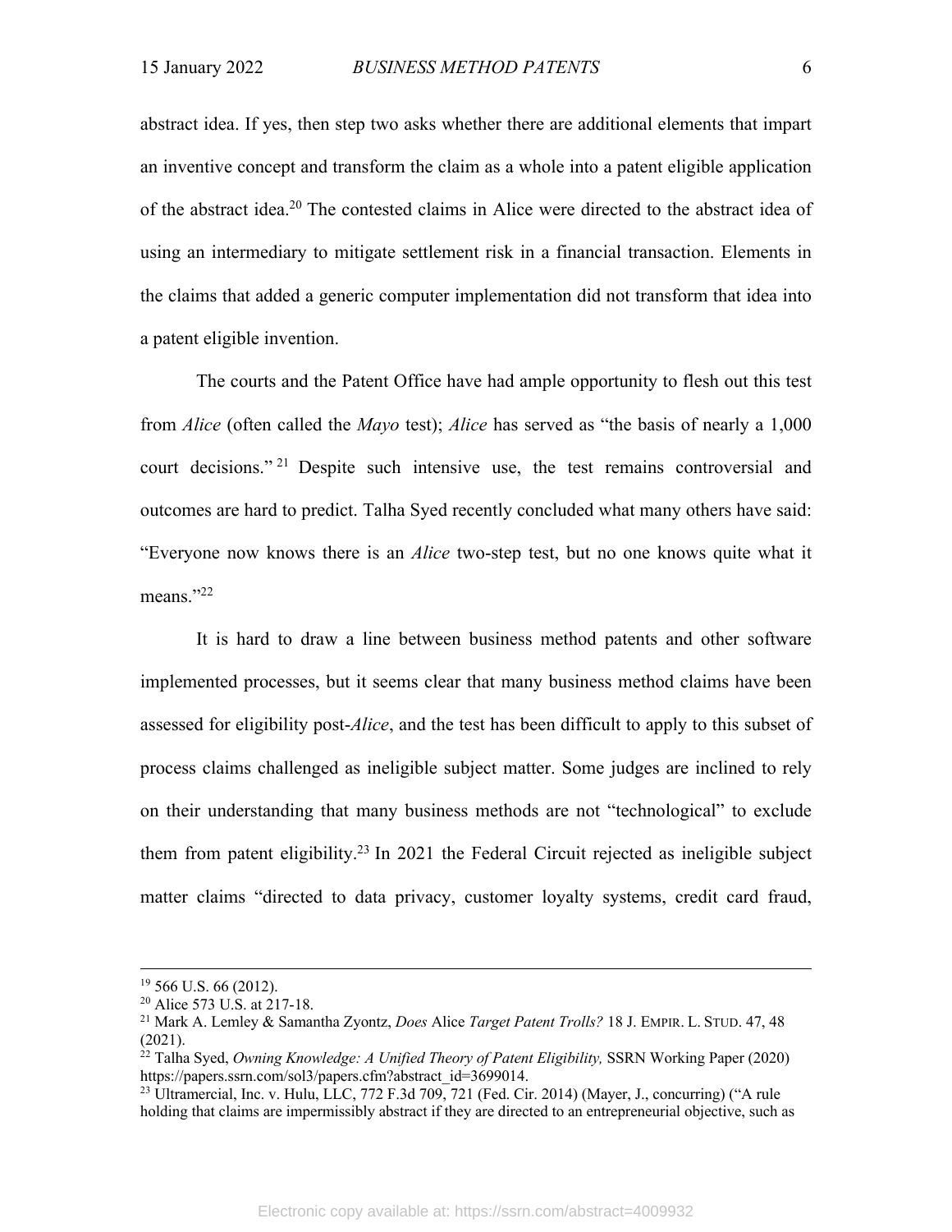abstract idea. If yes, then step two asks whether there are additional elements that impart an inventive concept and transform the claim as a whole into a patent eligible application of the abstract idea.[20] The contested claims in Alice were directed to the abstract idea of using an intermediary to mitigate settlement risk in a financial transaction. Elements in the claims that added a generic computer implementation did not transform that idea into a patent eligible invention.

The courts and the Patent Office have had ample opportunity to flesh out this test from *Alice* (often called the *Mayo* test); *Alice* has served as "the basis of nearly a 1,000 court decisions."[21] Despite such intensive use, the test remains controversial and outcomes are hard to predict. Talha Syed recently concluded what many others have said: "Everyone now knows there is an *Alice* two-step test, but no one knows quite what it means."[22]

It is hard to draw a line between business method patents and other software implemented processes, but it seems clear that many business method claims have been assessed for eligibility post-*Alice*, and the test has been difficult to apply to this subset of process claims challenged as ineligible subject matter. Some judges are inclined to rely on their understanding that many business methods are not "technological" to exclude them from patent eligibility.[23] In 2021 the Federal Circuit rejected as ineligible subject matter claims "directed to data privacy, customer loyalty systems, credit card fraud,

---

[19] 566 U.S. 66 (2012).

[20] Alice 573 U.S. at 217-18.

[21] Mark A. Lemley & Samantha Zyontz, *Does* Alice *Target Patent Trolls?* 18 J. EMPIR. L. STUD. 47, 48 (2021).

[22] Talha Syed, *Owning Knowledge: A Unified Theory of Patent Eligibility,* SSRN Working Paper (2020) https://papers.ssrn.com/sol3/papers.cfm?abstract_id=3699014.

[23] Ultramercial, Inc. v. Hulu, LLC, 772 F.3d 709, 721 (Fed. Cir. 2014) (Mayer, J., concurring) ("A rule holding that claims are impermissibly abstract if they are directed to an entrepreneurial objective, such as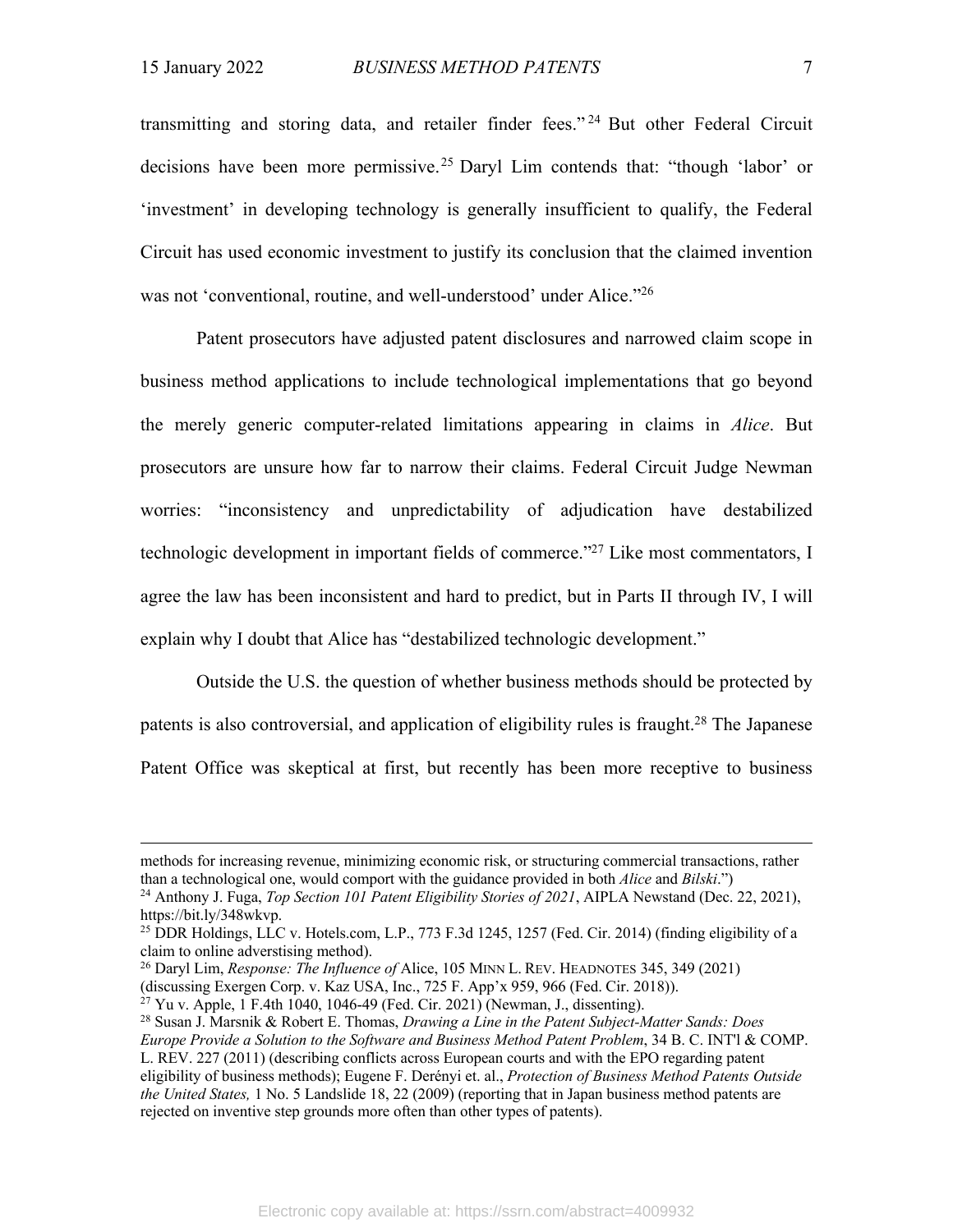transmitting and storing data, and retailer finder fees."[24] But other Federal Circuit decisions have been more permissive.[25] Daryl Lim contends that: "though 'labor' or 'investment' in developing technology is generally insufficient to qualify, the Federal Circuit has used economic investment to justify its conclusion that the claimed invention was not 'conventional, routine, and well-understood' under Alice."[26]

Patent prosecutors have adjusted patent disclosures and narrowed claim scope in business method applications to include technological implementations that go beyond the merely generic computer-related limitations appearing in claims in *Alice*. But prosecutors are unsure how far to narrow their claims. Federal Circuit Judge Newman worries: "inconsistency and unpredictability of adjudication have destabilized technologic development in important fields of commerce."[27] Like most commentators, I agree the law has been inconsistent and hard to predict, but in Parts II through IV, I will explain why I doubt that Alice has "destabilized technologic development."

Outside the U.S. the question of whether business methods should be protected by patents is also controversial, and application of eligibility rules is fraught.[28] The Japanese Patent Office was skeptical at first, but recently has been more receptive to business

---

methods for increasing revenue, minimizing economic risk, or structuring commercial transactions, rather than a technological one, would comport with the guidance provided in both *Alice* and *Bilski*.")

[24] Anthony J. Fuga, *Top Section 101 Patent Eligibility Stories of 2021*, AIPLA Newstand (Dec. 22, 2021), https://bit.ly/348wkvp.

[25] DDR Holdings, LLC v. Hotels.com, L.P., 773 F.3d 1245, 1257 (Fed. Cir. 2014) (finding eligibility of a claim to online adverstising method).

[26] Daryl Lim, *Response: The Influence of* Alice, 105 MINN L. REV. HEADNOTES 345, 349 (2021) (discussing Exergen Corp. v. Kaz USA, Inc., 725 F. App'x 959, 966 (Fed. Cir. 2018)).

[27] Yu v. Apple, 1 F.4th 1040, 1046-49 (Fed. Cir. 2021) (Newman, J., dissenting).

[28] Susan J. Marsnik & Robert E. Thomas, *Drawing a Line in the Patent Subject-Matter Sands: Does Europe Provide a Solution to the Software and Business Method Patent Problem*, 34 B. C. INT'l & COMP. L. REV. 227 (2011) (describing conflicts across European courts and with the EPO regarding patent eligibility of business methods); Eugene F. Derényi et. al., *Protection of Business Method Patents Outside the United States,* 1 No. 5 Landslide 18, 22 (2009) (reporting that in Japan business method patents are rejected on inventive step grounds more often than other types of patents).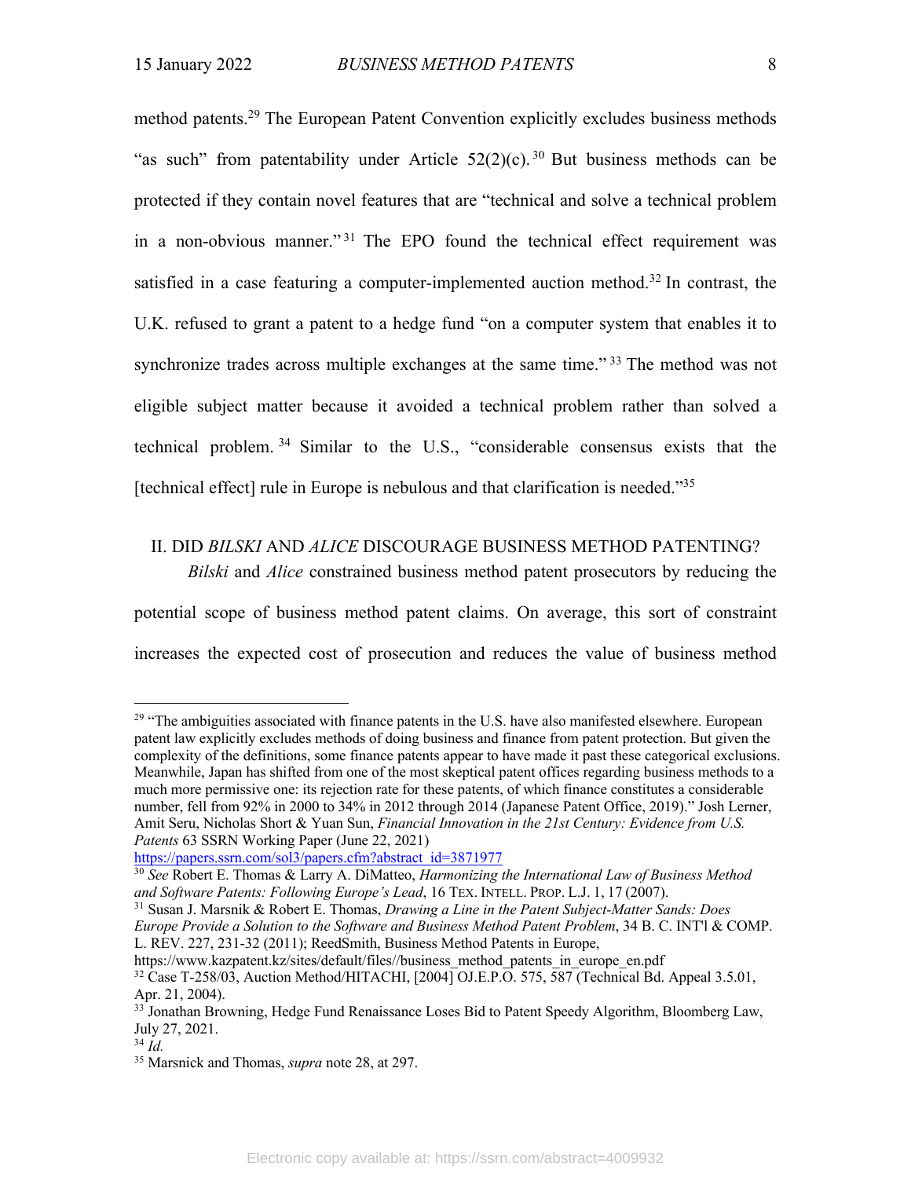method patents.[29] The European Patent Convention explicitly excludes business methods "as such" from patentability under Article 52(2)(c).[30] But business methods can be protected if they contain novel features that are "technical and solve a technical problem in a non-obvious manner."[31] The EPO found the technical effect requirement was satisfied in a case featuring a computer-implemented auction method.[32] In contrast, the U.K. refused to grant a patent to a hedge fund "on a computer system that enables it to synchronize trades across multiple exchanges at the same time."[33] The method was not eligible subject matter because it avoided a technical problem rather than solved a technical problem.[34] Similar to the U.S., "considerable consensus exists that the [technical effect] rule in Europe is nebulous and that clarification is needed."[35]

## II. DID *BILSKI* AND *ALICE* DISCOURAGE BUSINESS METHOD PATENTING?

*Bilski* and *Alice* constrained business method patent prosecutors by reducing the potential scope of business method patent claims. On average, this sort of constraint increases the expected cost of prosecution and reduces the value of business method

---

[29] "The ambiguities associated with finance patents in the U.S. have also manifested elsewhere. European patent law explicitly excludes methods of doing business and finance from patent protection. But given the complexity of the definitions, some finance patents appear to have made it past these categorical exclusions. Meanwhile, Japan has shifted from one of the most skeptical patent offices regarding business methods to a much more permissive one: its rejection rate for these patents, of which finance constitutes a considerable number, fell from 92% in 2000 to 34% in 2012 through 2014 (Japanese Patent Office, 2019)." Josh Lerner, Amit Seru, Nicholas Short & Yuan Sun, *Financial Innovation in the 21st Century: Evidence from U.S. Patents* 63 SSRN Working Paper (June 22, 2021) https://papers.ssrn.com/sol3/papers.cfm?abstract_id=3871977

[30] *See* Robert E. Thomas & Larry A. DiMatteo, *Harmonizing the International Law of Business Method and Software Patents: Following Europe's Lead*, 16 TEX. INTELL. PROP. L.J. 1, 17 (2007).

[31] Susan J. Marsnik & Robert E. Thomas, *Drawing a Line in the Patent Subject-Matter Sands: Does Europe Provide a Solution to the Software and Business Method Patent Problem*, 34 B. C. INT'l & COMP. L. REV. 227, 231-32 (2011); ReedSmith, Business Method Patents in Europe, https://www.kazpatent.kz/sites/default/files//business_method_patents_in_europe_en.pdf

[32] Case T-258/03, Auction Method/HITACHI, [2004] OJ.E.P.O. 575, 587 (Technical Bd. Appeal 3.5.01, Apr. 21, 2004).

[33] Jonathan Browning, Hedge Fund Renaissance Loses Bid to Patent Speedy Algorithm, Bloomberg Law, July 27, 2021.

[34] *Id.*

[35] Marsnick and Thomas, *supra* note 28, at 297.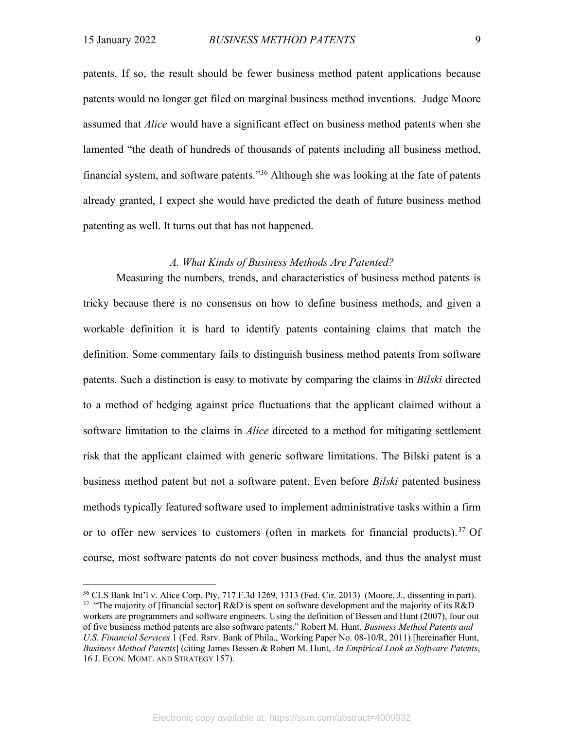patents. If so, the result should be fewer business method patent applications because patents would no longer get filed on marginal business method inventions. Judge Moore assumed that *Alice* would have a significant effect on business method patents when she lamented "the death of hundreds of thousands of patents including all business method, financial system, and software patents."[36] Although she was looking at the fate of patents already granted, I expect she would have predicted the death of future business method patenting as well. It turns out that has not happened.

### *A. What Kinds of Business Methods Are Patented?*

Measuring the numbers, trends, and characteristics of business method patents is tricky because there is no consensus on how to define business methods, and given a workable definition it is hard to identify patents containing claims that match the definition. Some commentary fails to distinguish business method patents from software patents. Such a distinction is easy to motivate by comparing the claims in *Bilski* directed to a method of hedging against price fluctuations that the applicant claimed without a software limitation to the claims in *Alice* directed to a method for mitigating settlement risk that the applicant claimed with generic software limitations. The Bilski patent is a business method patent but not a software patent. Even before *Bilski* patented business methods typically featured software used to implement administrative tasks within a firm or to offer new services to customers (often in markets for financial products).[37] Of course, most software patents do not cover business methods, and thus the analyst must

---

[36] CLS Bank Int'l v. Alice Corp. Pty, 717 F.3d 1269, 1313 (Fed. Cir. 2013) (Moore, J., dissenting in part).

[37] "The majority of [financial sector] R&D is spent on software development and the majority of its R&D workers are programmers and software engineers. Using the definition of Bessen and Hunt (2007), four out of five business method patents are also software patents." Robert M. Hunt, *Business Method Patents and U.S. Financial Services* 1 (Fed. Rsrv. Bank of Phila., Working Paper No. 08-10/R, 2011) [hereinafter Hunt, *Business Method Patents*] (citing James Bessen & Robert M. Hunt, *An Empirical Look at Software Patents*, 16 J. ECON. MGMT. AND STRATEGY 157).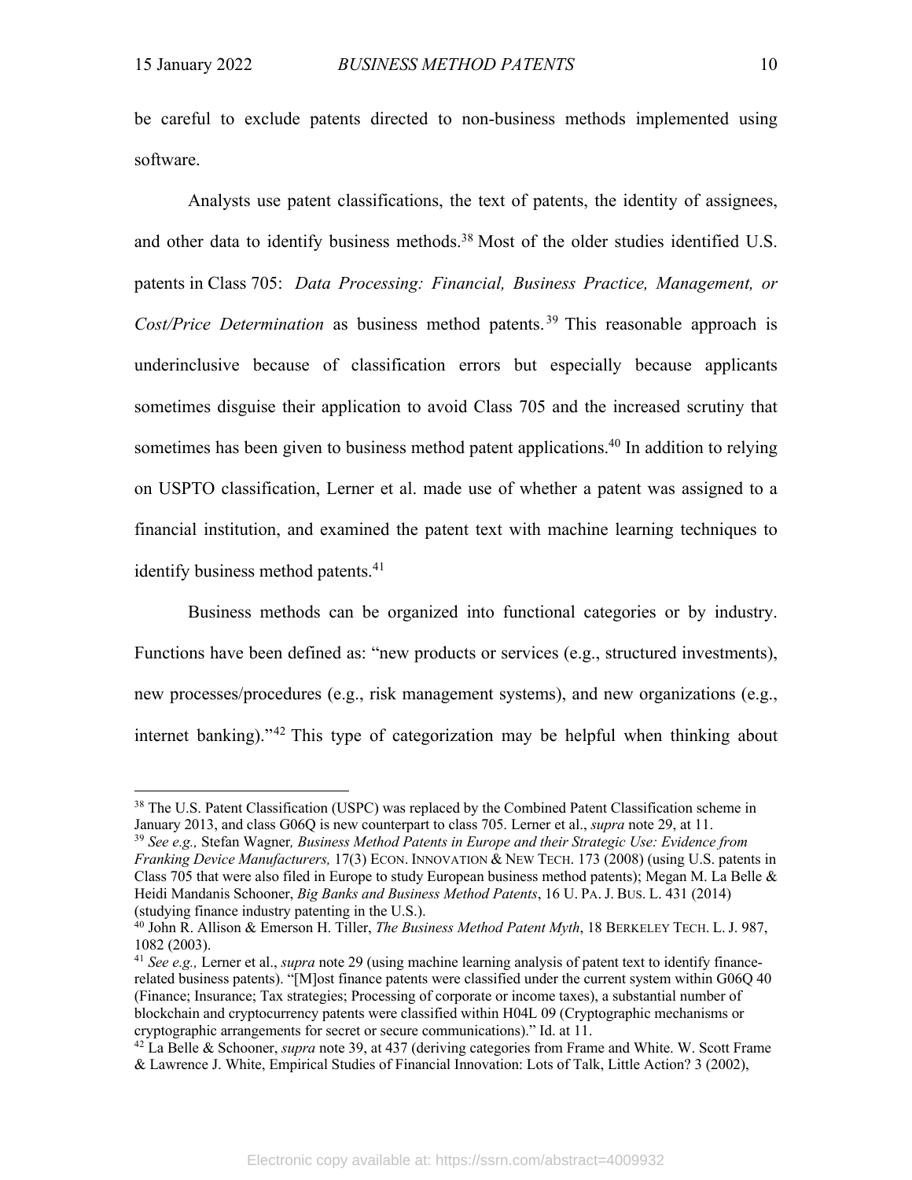be careful to exclude patents directed to non-business methods implemented using software.

Analysts use patent classifications, the text of patents, the identity of assignees, and other data to identify business methods.[38] Most of the older studies identified U.S. patents in Class 705: *Data Processing: Financial, Business Practice, Management, or Cost/Price Determination* as business method patents.[39] This reasonable approach is underinclusive because of classification errors but especially because applicants sometimes disguise their application to avoid Class 705 and the increased scrutiny that sometimes has been given to business method patent applications.[40] In addition to relying on USPTO classification, Lerner et al. made use of whether a patent was assigned to a financial institution, and examined the patent text with machine learning techniques to identify business method patents.[41]

Business methods can be organized into functional categories or by industry. Functions have been defined as: "new products or services (e.g., structured investments), new processes/procedures (e.g., risk management systems), and new organizations (e.g., internet banking)."[42] This type of categorization may be helpful when thinking about

---

[38] The U.S. Patent Classification (USPC) was replaced by the Combined Patent Classification scheme in January 2013, and class G06Q is new counterpart to class 705. Lerner et al., *supra* note 29, at 11.

[39] *See e.g.,* Stefan Wagner*, Business Method Patents in Europe and their Strategic Use: Evidence from Franking Device Manufacturers,* 17(3) ECON. INNOVATION & NEW TECH. 173 (2008) (using U.S. patents in Class 705 that were also filed in Europe to study European business method patents); Megan M. La Belle & Heidi Mandanis Schooner, *Big Banks and Business Method Patents*, 16 U. PA. J. BUS. L. 431 (2014) (studying finance industry patenting in the U.S.).

[40] John R. Allison & Emerson H. Tiller, *The Business Method Patent Myth*, 18 BERKELEY TECH. L. J. 987, 1082 (2003).

[41] *See e.g.,* Lerner et al., *supra* note 29 (using machine learning analysis of patent text to identify finance-related business patents). "[M]ost finance patents were classified under the current system within G06Q 40 (Finance; Insurance; Tax strategies; Processing of corporate or income taxes), a substantial number of blockchain and cryptocurrency patents were classified within H04L 09 (Cryptographic mechanisms or cryptographic arrangements for secret or secure communications)." Id. at 11.

[42] La Belle & Schooner, *supra* note 39, at 437 (deriving categories from Frame and White. W. Scott Frame & Lawrence J. White, Empirical Studies of Financial Innovation: Lots of Talk, Little Action? 3 (2002),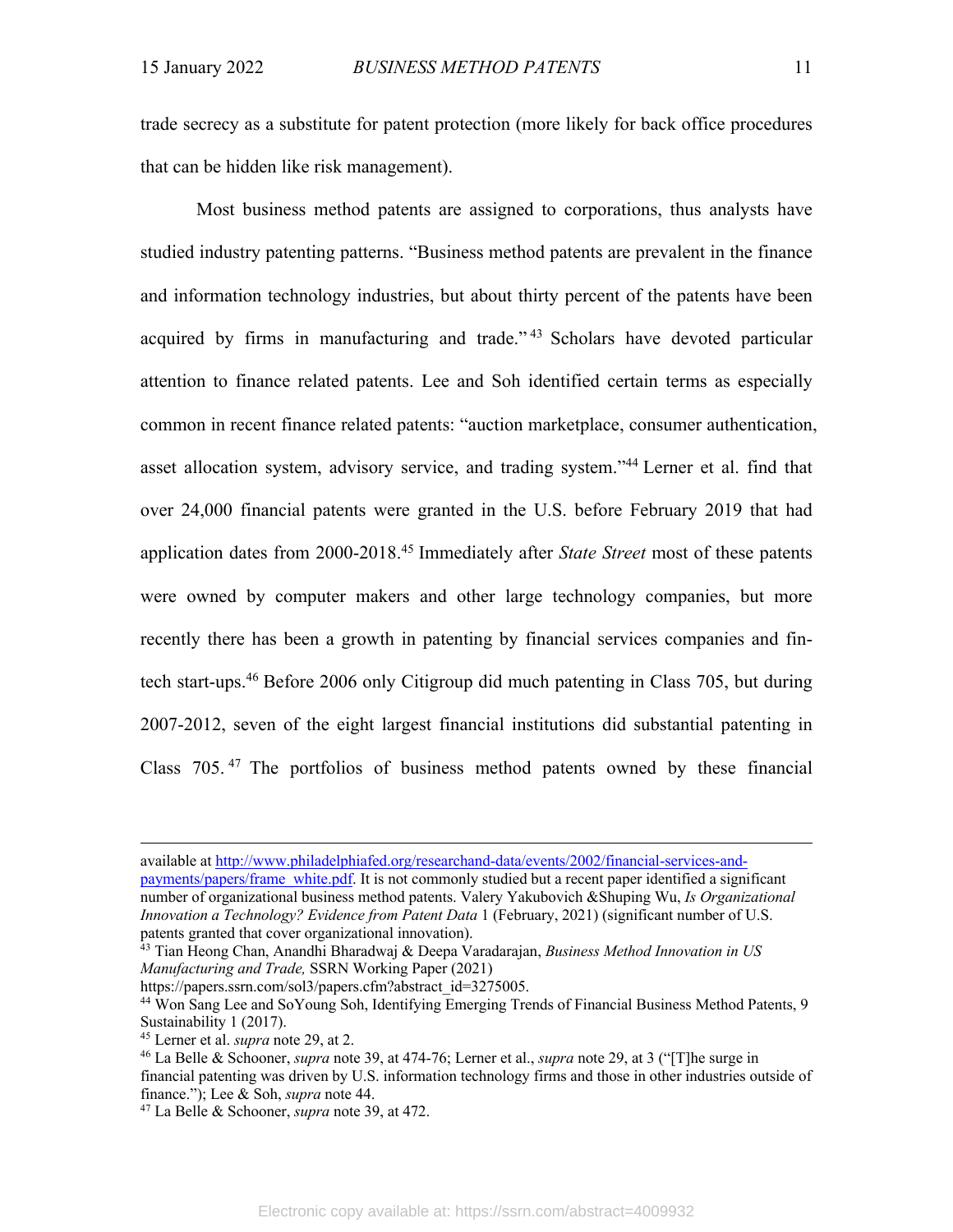trade secrecy as a substitute for patent protection (more likely for back office procedures that can be hidden like risk management).

Most business method patents are assigned to corporations, thus analysts have studied industry patenting patterns. "Business method patents are prevalent in the finance and information technology industries, but about thirty percent of the patents have been acquired by firms in manufacturing and trade."[43] Scholars have devoted particular attention to finance related patents. Lee and Soh identified certain terms as especially common in recent finance related patents: "auction marketplace, consumer authentication, asset allocation system, advisory service, and trading system."[44] Lerner et al. find that over 24,000 financial patents were granted in the U.S. before February 2019 that had application dates from 2000-2018.[45] Immediately after *State Street* most of these patents were owned by computer makers and other large technology companies, but more recently there has been a growth in patenting by financial services companies and fin-tech start-ups.[46] Before 2006 only Citigroup did much patenting in Class 705, but during 2007-2012, seven of the eight largest financial institutions did substantial patenting in Class 705.[47] The portfolios of business method patents owned by these financial

---

available at http://www.philadelphiafed.org/researchand-data/events/2002/financial-services-and-payments/papers/frame_white.pdf. It is not commonly studied but a recent paper identified a significant number of organizational business method patents. Valery Yakubovich &Shuping Wu, *Is Organizational Innovation a Technology? Evidence from Patent Data* 1 (February, 2021) (significant number of U.S. patents granted that cover organizational innovation).

[43] Tian Heong Chan, Anandhi Bharadwaj & Deepa Varadarajan, *Business Method Innovation in US Manufacturing and Trade,* SSRN Working Paper (2021) https://papers.ssrn.com/sol3/papers.cfm?abstract_id=3275005.

[44] Won Sang Lee and SoYoung Soh, Identifying Emerging Trends of Financial Business Method Patents, 9 Sustainability 1 (2017).

[45] Lerner et al. *supra* note 29, at 2.

[46] La Belle & Schooner, *supra* note 39, at 474-76; Lerner et al., *supra* note 29, at 3 ("[T]he surge in financial patenting was driven by U.S. information technology firms and those in other industries outside of finance."); Lee & Soh, *supra* note 44.

[47] La Belle & Schooner, *supra* note 39, at 472.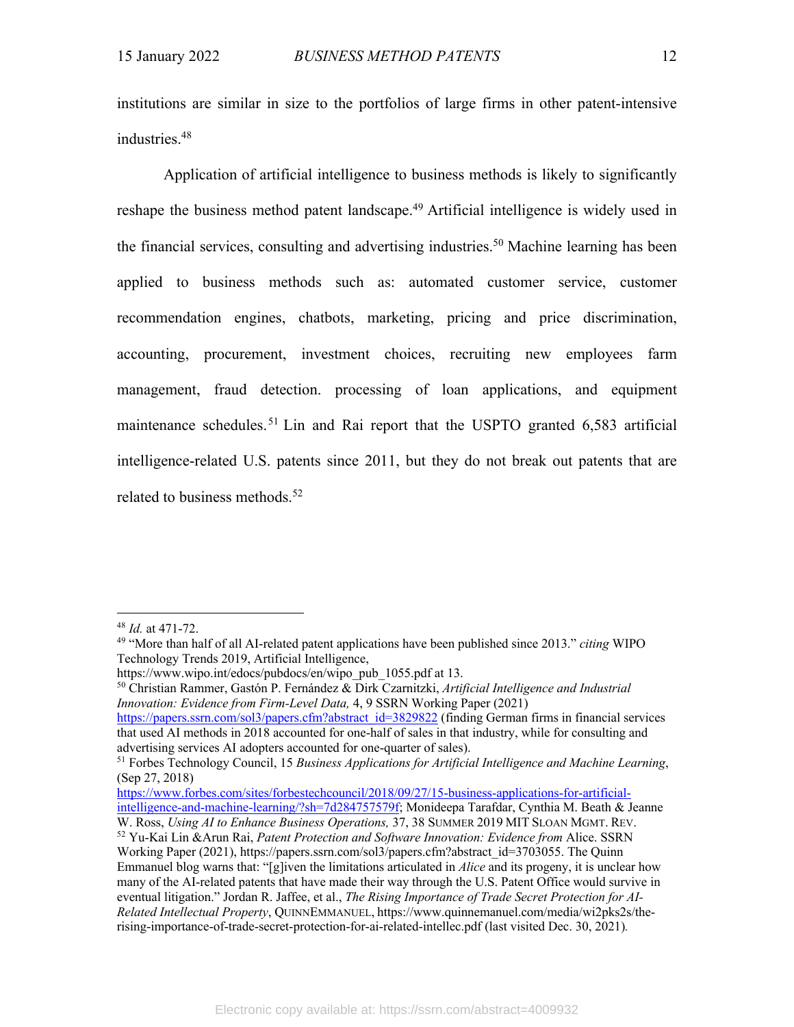institutions are similar in size to the portfolios of large firms in other patent-intensive industries.[48]

Application of artificial intelligence to business methods is likely to significantly reshape the business method patent landscape.[49] Artificial intelligence is widely used in the financial services, consulting and advertising industries.[50] Machine learning has been applied to business methods such as: automated customer service, customer recommendation engines, chatbots, marketing, pricing and price discrimination, accounting, procurement, investment choices, recruiting new employees farm management, fraud detection. processing of loan applications, and equipment maintenance schedules.[51] Lin and Rai report that the USPTO granted 6,583 artificial intelligence-related U.S. patents since 2011, but they do not break out patents that are related to business methods.[52]

---

[48] *Id.* at 471-72.

[49] "More than half of all AI-related patent applications have been published since 2013." *citing* WIPO Technology Trends 2019, Artificial Intelligence, https://www.wipo.int/edocs/pubdocs/en/wipo_pub_1055.pdf at 13.

[50] Christian Rammer, Gastón P. Fernández & Dirk Czarnitzki, *Artificial Intelligence and Industrial Innovation: Evidence from Firm-Level Data,* 4, 9 SSRN Working Paper (2021) https://papers.ssrn.com/sol3/papers.cfm?abstract_id=3829822 (finding German firms in financial services that used AI methods in 2018 accounted for one-half of sales in that industry, while for consulting and advertising services AI adopters accounted for one-quarter of sales).

[51] Forbes Technology Council, 15 *Business Applications for Artificial Intelligence and Machine Learning*, (Sep 27, 2018) https://www.forbes.com/sites/forbestechcouncil/2018/09/27/15-business-applications-for-artificial-intelligence-and-machine-learning/?sh=7d284757579f; Monideepa Tarafdar, Cynthia M. Beath & Jeanne W. Ross, *Using AI to Enhance Business Operations,* 37, 38 SUMMER 2019 MIT SLOAN MGMT. REV.

[52] Yu-Kai Lin &Arun Rai, *Patent Protection and Software Innovation: Evidence from* Alice. SSRN Working Paper (2021), https://papers.ssrn.com/sol3/papers.cfm?abstract_id=3703055. The Quinn Emmanuel blog warns that: "[g]iven the limitations articulated in *Alice* and its progeny, it is unclear how many of the AI-related patents that have made their way through the U.S. Patent Office would survive in eventual litigation." Jordan R. Jaffee, et al., *The Rising Importance of Trade Secret Protection for AI-Related Intellectual Property*, QUINNEMMANUEL, https://www.quinnemanuel.com/media/wi2pks2s/the-rising-importance-of-trade-secret-protection-for-ai-related-intellec.pdf (last visited Dec. 30, 2021).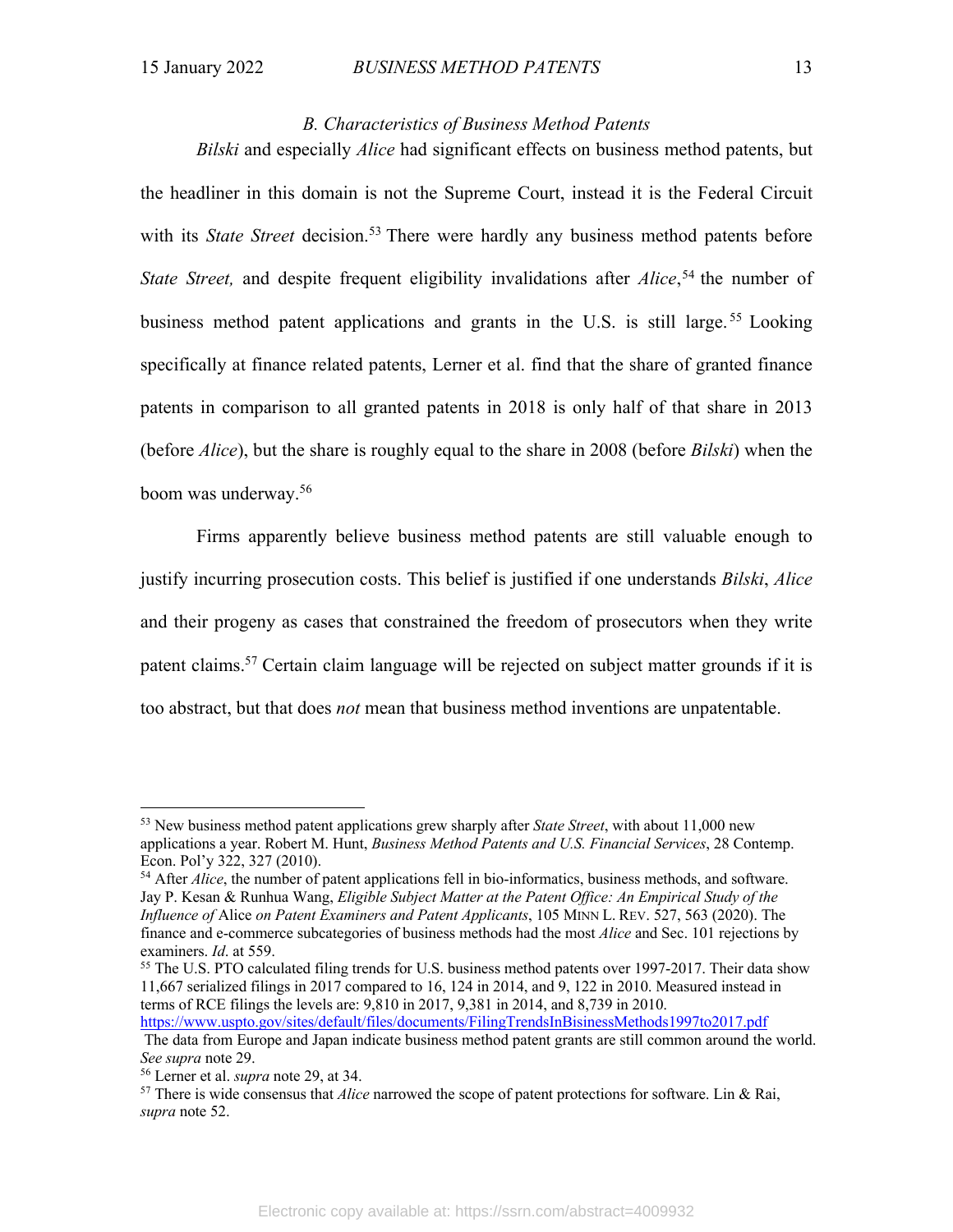### *B. Characteristics of Business Method Patents*

*Bilski* and especially *Alice* had significant effects on business method patents, but the headliner in this domain is not the Supreme Court, instead it is the Federal Circuit with its *State Street* decision.[53] There were hardly any business method patents before *State Street,* and despite frequent eligibility invalidations after *Alice*,[54] the number of business method patent applications and grants in the U.S. is still large.[55] Looking specifically at finance related patents, Lerner et al. find that the share of granted finance patents in comparison to all granted patents in 2018 is only half of that share in 2013 (before *Alice*), but the share is roughly equal to the share in 2008 (before *Bilski*) when the boom was underway.[56]

Firms apparently believe business method patents are still valuable enough to justify incurring prosecution costs. This belief is justified if one understands *Bilski*, *Alice* and their progeny as cases that constrained the freedom of prosecutors when they write patent claims.[57] Certain claim language will be rejected on subject matter grounds if it is too abstract, but that does *not* mean that business method inventions are unpatentable.

---

[53] New business method patent applications grew sharply after *State Street*, with about 11,000 new applications a year. Robert M. Hunt, *Business Method Patents and U.S. Financial Services*, 28 Contemp. Econ. Pol'y 322, 327 (2010).

[54] After *Alice*, the number of patent applications fell in bio-informatics, business methods, and software. Jay P. Kesan & Runhua Wang, *Eligible Subject Matter at the Patent Office: An Empirical Study of the Influence of* Alice *on Patent Examiners and Patent Applicants*, 105 MINN L. REV. 527, 563 (2020). The finance and e-commerce subcategories of business methods had the most *Alice* and Sec. 101 rejections by examiners. *Id*. at 559.

[55] The U.S. PTO calculated filing trends for U.S. business method patents over 1997-2017. Their data show 11,667 serialized filings in 2017 compared to 16, 124 in 2014, and 9, 122 in 2010. Measured instead in terms of RCE filings the levels are: 9,810 in 2017, 9,381 in 2014, and 8,739 in 2010. https://www.uspto.gov/sites/default/files/documents/FilingTrendsInBisinessMethods1997to2017.pdf The data from Europe and Japan indicate business method patent grants are still common around the world. *See supra* note 29.

[56] Lerner et al. *supra* note 29, at 34.

[57] There is wide consensus that *Alice* narrowed the scope of patent protections for software. Lin & Rai, *supra* note 52.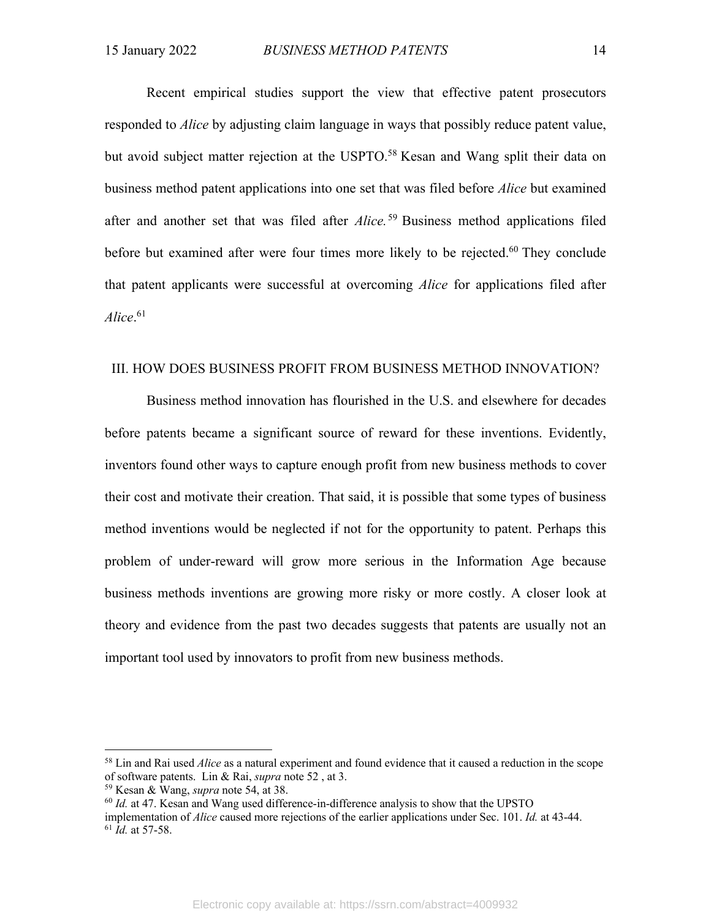Recent empirical studies support the view that effective patent prosecutors responded to *Alice* by adjusting claim language in ways that possibly reduce patent value, but avoid subject matter rejection at the USPTO.[58] Kesan and Wang split their data on business method patent applications into one set that was filed before *Alice* but examined after and another set that was filed after *Alice.*[59] Business method applications filed before but examined after were four times more likely to be rejected.[60] They conclude that patent applicants were successful at overcoming *Alice* for applications filed after *Alice*.[61]

## III. HOW DOES BUSINESS PROFIT FROM BUSINESS METHOD INNOVATION?

Business method innovation has flourished in the U.S. and elsewhere for decades before patents became a significant source of reward for these inventions. Evidently, inventors found other ways to capture enough profit from new business methods to cover their cost and motivate their creation. That said, it is possible that some types of business method inventions would be neglected if not for the opportunity to patent. Perhaps this problem of under-reward will grow more serious in the Information Age because business methods inventions are growing more risky or more costly. A closer look at theory and evidence from the past two decades suggests that patents are usually not an important tool used by innovators to profit from new business methods.

---

[58] Lin and Rai used *Alice* as a natural experiment and found evidence that it caused a reduction in the scope of software patents. Lin & Rai, *supra* note 52 , at 3.

[59] Kesan & Wang, *supra* note 54, at 38.

[60] *Id.* at 47. Kesan and Wang used difference-in-difference analysis to show that the UPSTO implementation of *Alice* caused more rejections of the earlier applications under Sec. 101. *Id.* at 43-44.

[61] *Id.* at 57-58.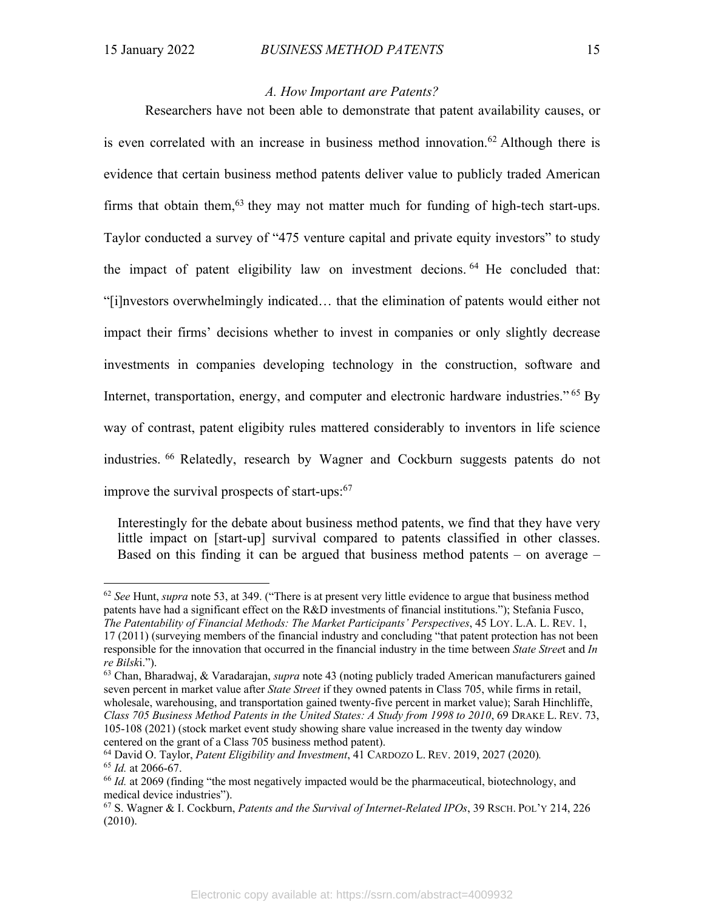### *A. How Important are Patents?*

Researchers have not been able to demonstrate that patent availability causes, or is even correlated with an increase in business method innovation.[62] Although there is evidence that certain business method patents deliver value to publicly traded American firms that obtain them,[63] they may not matter much for funding of high-tech start-ups. Taylor conducted a survey of "475 venture capital and private equity investors" to study the impact of patent eligibility law on investment decions.[64] He concluded that: "[i]nvestors overwhelmingly indicated… that the elimination of patents would either not impact their firms' decisions whether to invest in companies or only slightly decrease investments in companies developing technology in the construction, software and Internet, transportation, energy, and computer and electronic hardware industries."[65] By way of contrast, patent eligibility rules mattered considerably to inventors in life science industries.[66] Relatedly, research by Wagner and Cockburn suggests patents do not improve the survival prospects of start-ups:[67]

> Interestingly for the debate about business method patents, we find that they have very little impact on [start-up] survival compared to patents classified in other classes. Based on this finding it can be argued that business method patents – on average –

---

[62] *See* Hunt, *supra* note 53, at 349. ("There is at present very little evidence to argue that business method patents have had a significant effect on the R&D investments of financial institutions."); Stefania Fusco, *The Patentability of Financial Methods: The Market Participants' Perspectives*, 45 LOY. L.A. L. REV. 1, 17 (2011) (surveying members of the financial industry and concluding "that patent protection has not been responsible for the innovation that occurred in the financial industry in the time between *State Stree*t and *In re Bilsk*i.").

[63] Chan, Bharadwaj, & Varadarajan, *supra* note 43 (noting publicly traded American manufacturers gained seven percent in market value after *State Street* if they owned patents in Class 705, while firms in retail, wholesale, warehousing, and transportation gained twenty-five percent in market value); Sarah Hinchliffe, *Class 705 Business Method Patents in the United States: A Study from 1998 to 2010*, 69 DRAKE L. REV. 73, 105-108 (2021) (stock market event study showing share value increased in the twenty day window centered on the grant of a Class 705 business method patent).

[64] David O. Taylor, *Patent Eligibility and Investment*, 41 CARDOZO L. REV. 2019, 2027 (2020).

[65] *Id.* at 2066-67.

[66] *Id.* at 2069 (finding "the most negatively impacted would be the pharmaceutical, biotechnology, and medical device industries").

[67] S. Wagner & I. Cockburn, *Patents and the Survival of Internet-Related IPOs*, 39 RSCH. POL'Y 214, 226 (2010).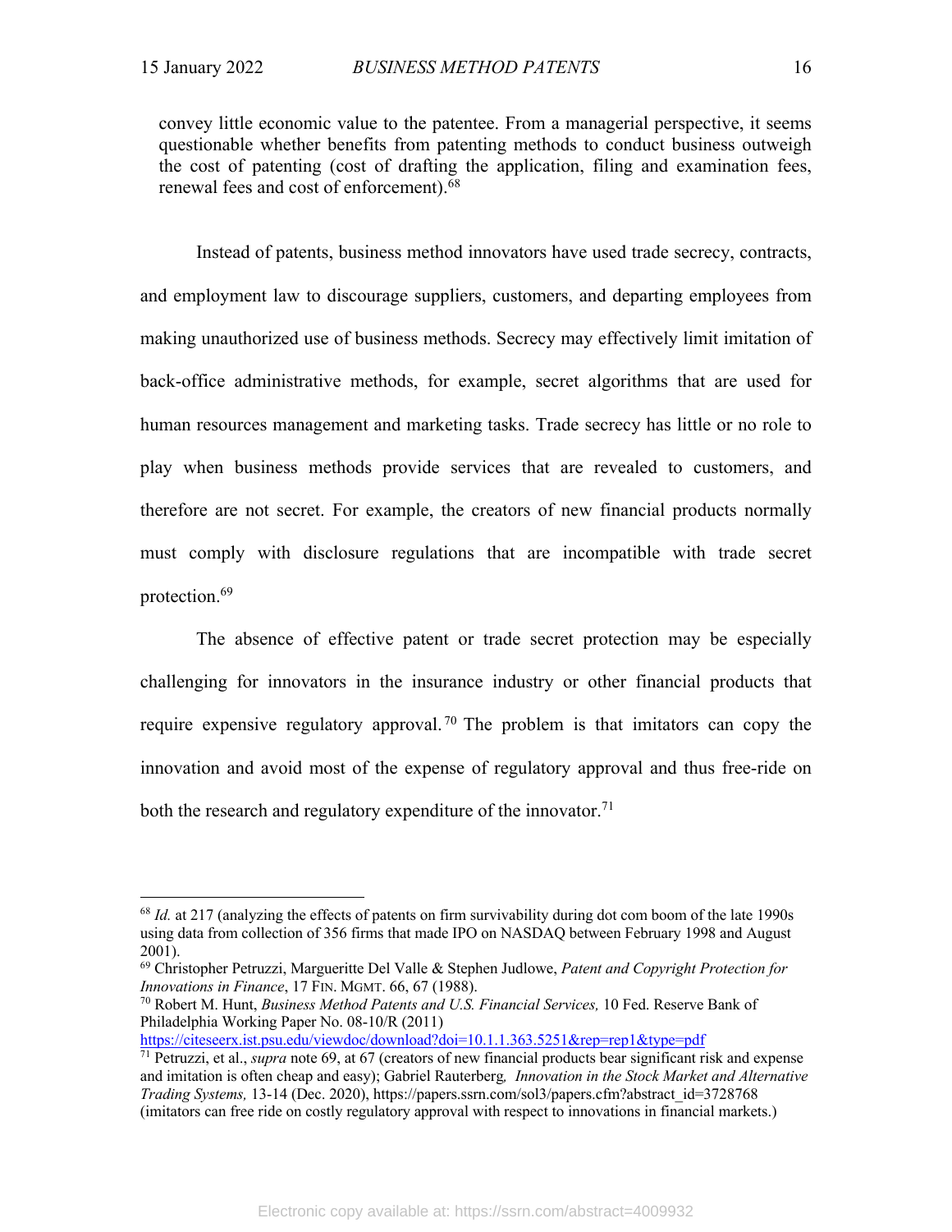convey little economic value to the patentee. From a managerial perspective, it seems questionable whether benefits from patenting methods to conduct business outweigh the cost of patenting (cost of drafting the application, filing and examination fees, renewal fees and cost of enforcement).[68]

Instead of patents, business method innovators have used trade secrecy, contracts, and employment law to discourage suppliers, customers, and departing employees from making unauthorized use of business methods. Secrecy may effectively limit imitation of back-office administrative methods, for example, secret algorithms that are used for human resources management and marketing tasks. Trade secrecy has little or no role to play when business methods provide services that are revealed to customers, and therefore are not secret. For example, the creators of new financial products normally must comply with disclosure regulations that are incompatible with trade secret protection.[69]

The absence of effective patent or trade secret protection may be especially challenging for innovators in the insurance industry or other financial products that require expensive regulatory approval.[70] The problem is that imitators can copy the innovation and avoid most of the expense of regulatory approval and thus free-ride on both the research and regulatory expenditure of the innovator.[71]

---

[68] *Id.* at 217 (analyzing the effects of patents on firm survivability during dot com boom of the late 1990s using data from collection of 356 firms that made IPO on NASDAQ between February 1998 and August 2001).

[69] Christopher Petruzzi, Margueritte Del Valle & Stephen Judlowe, *Patent and Copyright Protection for Innovations in Finance*, 17 FIN. MGMT. 66, 67 (1988).

[70] Robert M. Hunt, *Business Method Patents and U.S. Financial Services,* 10 Fed. Reserve Bank of Philadelphia Working Paper No. 08-10/R (2011) https://citeseerx.ist.psu.edu/viewdoc/download?doi=10.1.1.363.5251&rep=rep1&type=pdf

[71] Petruzzi, et al., *supra* note 69, at 67 (creators of new financial products bear significant risk and expense and imitation is often cheap and easy); Gabriel Rauterberg*, Innovation in the Stock Market and Alternative Trading Systems,* 13-14 (Dec. 2020), https://papers.ssrn.com/sol3/papers.cfm?abstract_id=3728768 (imitators can free ride on costly regulatory approval with respect to innovations in financial markets.)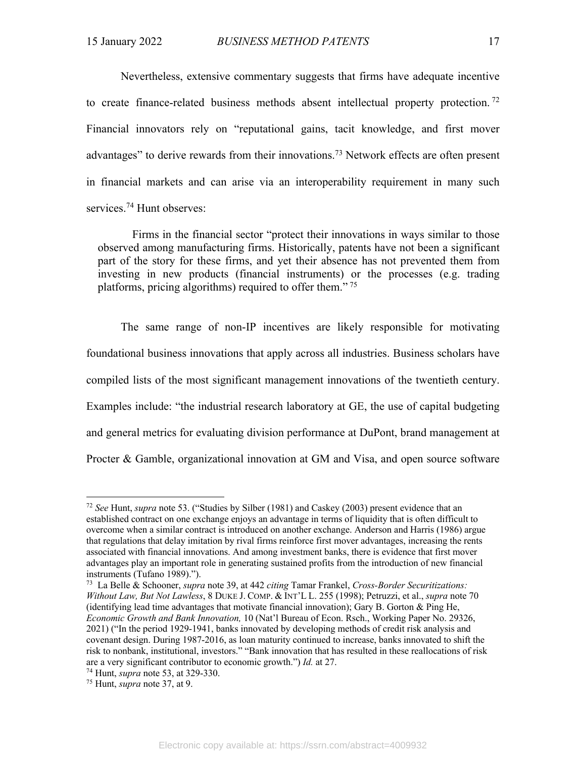Nevertheless, extensive commentary suggests that firms have adequate incentive to create finance-related business methods absent intellectual property protection.[72] Financial innovators rely on "reputational gains, tacit knowledge, and first mover advantages" to derive rewards from their innovations.[73] Network effects are often present in financial markets and can arise via an interoperability requirement in many such services.[74] Hunt observes:

> Firms in the financial sector "protect their innovations in ways similar to those observed among manufacturing firms. Historically, patents have not been a significant part of the story for these firms, and yet their absence has not prevented them from investing in new products (financial instruments) or the processes (e.g. trading platforms, pricing algorithms) required to offer them." [75]

The same range of non-IP incentives are likely responsible for motivating foundational business innovations that apply across all industries. Business scholars have compiled lists of the most significant management innovations of the twentieth century. Examples include: "the industrial research laboratory at GE, the use of capital budgeting and general metrics for evaluating division performance at DuPont, brand management at Procter & Gamble, organizational innovation at GM and Visa, and open source software

---

[72] *See* Hunt, *supra* note 53. ("Studies by Silber (1981) and Caskey (2003) present evidence that an established contract on one exchange enjoys an advantage in terms of liquidity that is often difficult to overcome when a similar contract is introduced on another exchange. Anderson and Harris (1986) argue that regulations that delay imitation by rival firms reinforce first mover advantages, increasing the rents associated with financial innovations. And among investment banks, there is evidence that first mover advantages play an important role in generating sustained profits from the introduction of new financial instruments (Tufano 1989).").

[73] La Belle & Schooner, *supra* note 39, at 442 *citing* Tamar Frankel, *Cross-Border Securitizations: Without Law, But Not Lawless*, 8 DUKE J. COMP. & INT'L L. 255 (1998); Petruzzi, et al., *supra* note 70 (identifying lead time advantages that motivate financial innovation); Gary B. Gorton & Ping He, *Economic Growth and Bank Innovation,* 10 (Nat'l Bureau of Econ. Rsch., Working Paper No. 29326, 2021) ("In the period 1929-1941, banks innovated by developing methods of credit risk analysis and covenant design. During 1987-2016, as loan maturity continued to increase, banks innovated to shift the risk to nonbank, institutional, investors." "Bank innovation that has resulted in these reallocations of risk are a very significant contributor to economic growth.") *Id.* at 27.

[74] Hunt, *supra* note 53, at 329-330.

[75] Hunt, *supra* note 37, at 9.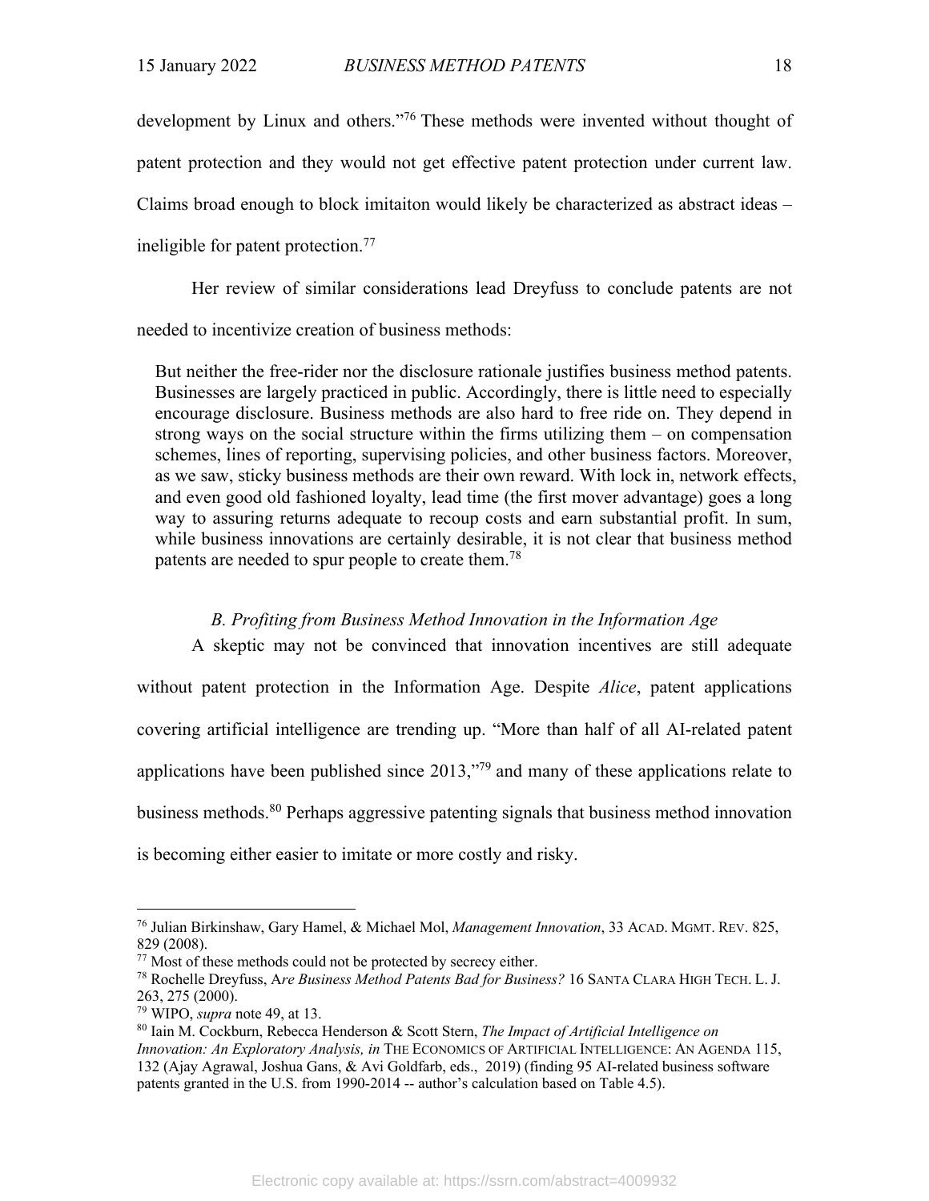development by Linux and others."[76] These methods were invented without thought of patent protection and they would not get effective patent protection under current law. Claims broad enough to block imitaiton would likely be characterized as abstract ideas – ineligible for patent protection.[77]

Her review of similar considerations lead Dreyfuss to conclude patents are not needed to incentivize creation of business methods:

> But neither the free-rider nor the disclosure rationale justifies business method patents. Businesses are largely practiced in public. Accordingly, there is little need to especially encourage disclosure. Business methods are also hard to free ride on. They depend in strong ways on the social structure within the firms utilizing them – on compensation schemes, lines of reporting, supervising policies, and other business factors. Moreover, as we saw, sticky business methods are their own reward. With lock in, network effects, and even good old fashioned loyalty, lead time (the first mover advantage) goes a long way to assuring returns adequate to recoup costs and earn substantial profit. In sum, while business innovations are certainly desirable, it is not clear that business method patents are needed to spur people to create them.[78]

### *B. Profiting from Business Method Innovation in the Information Age*

A skeptic may not be convinced that innovation incentives are still adequate without patent protection in the Information Age. Despite *Alice*, patent applications covering artificial intelligence are trending up. "More than half of all AI-related patent applications have been published since 2013,"[79] and many of these applications relate to business methods.[80] Perhaps aggressive patenting signals that business method innovation is becoming either easier to imitate or more costly and risky.

---

[76] Julian Birkinshaw, Gary Hamel, & Michael Mol, *Management Innovation*, 33 ACAD. MGMT. REV. 825, 829 (2008).

[77] Most of these methods could not be protected by secrecy either.

[78] Rochelle Dreyfuss, A*re Business Method Patents Bad for Business?* 16 SANTA CLARA HIGH TECH. L. J. 263, 275 (2000).

[79] WIPO, *supra* note 49, at 13.

[80] Iain M. Cockburn, Rebecca Henderson & Scott Stern, *The Impact of Artificial Intelligence on Innovation: An Exploratory Analysis, in* THE ECONOMICS OF ARTIFICIAL INTELLIGENCE: AN AGENDA 115, 132 (Ajay Agrawal, Joshua Gans, & Avi Goldfarb, eds., 2019) (finding 95 AI-related business software patents granted in the U.S. from 1990-2014 -- author's calculation based on Table 4.5).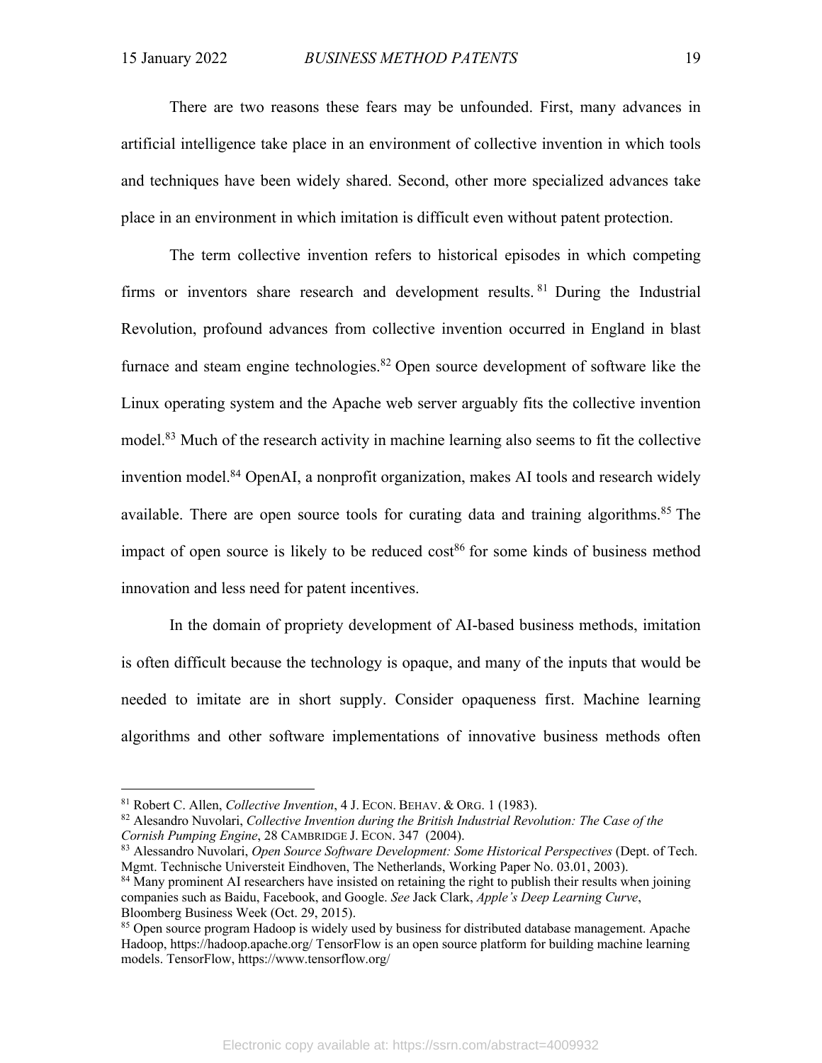There are two reasons these fears may be unfounded. First, many advances in artificial intelligence take place in an environment of collective invention in which tools and techniques have been widely shared. Second, other more specialized advances take place in an environment in which imitation is difficult even without patent protection.

The term collective invention refers to historical episodes in which competing firms or inventors share research and development results.[81] During the Industrial Revolution, profound advances from collective invention occurred in England in blast furnace and steam engine technologies.[82] Open source development of software like the Linux operating system and the Apache web server arguably fits the collective invention model.[83] Much of the research activity in machine learning also seems to fit the collective invention model.[84] OpenAI, a nonprofit organization, makes AI tools and research widely available. There are open source tools for curating data and training algorithms.[85] The impact of open source is likely to be reduced cost[86] for some kinds of business method innovation and less need for patent incentives.

In the domain of propriety development of AI-based business methods, imitation is often difficult because the technology is opaque, and many of the inputs that would be needed to imitate are in short supply. Consider opaqueness first. Machine learning algorithms and other software implementations of innovative business methods often

---

[81] Robert C. Allen, *Collective Invention*, 4 J. ECON. BEHAV. & ORG. 1 (1983).

[82] Alesandro Nuvolari, *Collective Invention during the British Industrial Revolution: The Case of the Cornish Pumping Engine*, 28 CAMBRIDGE J. ECON. 347 (2004).

[83] Alessandro Nuvolari, *Open Source Software Development: Some Historical Perspectives* (Dept. of Tech. Mgmt. Technische Universteit Eindhoven, The Netherlands, Working Paper No. 03.01, 2003).

[84] Many prominent AI researchers have insisted on retaining the right to publish their results when joining companies such as Baidu, Facebook, and Google. *See* Jack Clark, *Apple's Deep Learning Curve*, Bloomberg Business Week (Oct. 29, 2015).

[85] Open source program Hadoop is widely used by business for distributed database management. Apache Hadoop, https://hadoop.apache.org/ TensorFlow is an open source platform for building machine learning models. TensorFlow, https://www.tensorflow.org/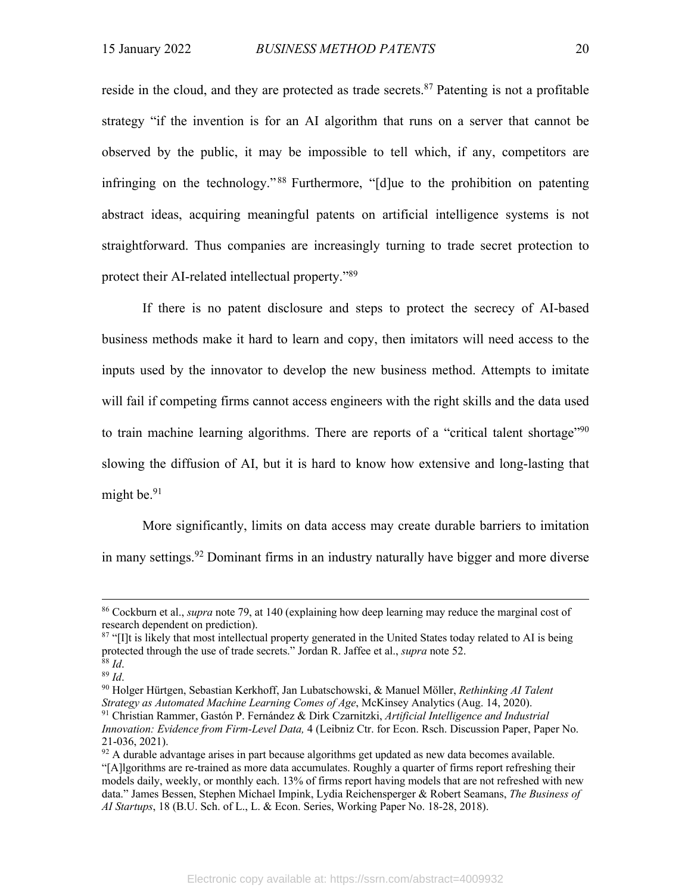reside in the cloud, and they are protected as trade secrets.[87] Patenting is not a profitable strategy "if the invention is for an AI algorithm that runs on a server that cannot be observed by the public, it may be impossible to tell which, if any, competitors are infringing on the technology."[88] Furthermore, "[d]ue to the prohibition on patenting abstract ideas, acquiring meaningful patents on artificial intelligence systems is not straightforward. Thus companies are increasingly turning to trade secret protection to protect their AI-related intellectual property."[89]

If there is no patent disclosure and steps to protect the secrecy of AI-based business methods make it hard to learn and copy, then imitators will need access to the inputs used by the innovator to develop the new business method. Attempts to imitate will fail if competing firms cannot access engineers with the right skills and the data used to train machine learning algorithms. There are reports of a "critical talent shortage"[90] slowing the diffusion of AI, but it is hard to know how extensive and long-lasting that might be.[91]

More significantly, limits on data access may create durable barriers to imitation in many settings.[92] Dominant firms in an industry naturally have bigger and more diverse

---

[86] Cockburn et al., *supra* note 79, at 140 (explaining how deep learning may reduce the marginal cost of research dependent on prediction).

[87] "[I]t is likely that most intellectual property generated in the United States today related to AI is being protected through the use of trade secrets." Jordan R. Jaffee et al., *supra* note 52.

[88] *Id*.

[89] *Id*.

[90] Holger Hürtgen, Sebastian Kerkhoff, Jan Lubatschowski, & Manuel Möller, *Rethinking AI Talent Strategy as Automated Machine Learning Comes of Age*, McKinsey Analytics (Aug. 14, 2020).

[91] Christian Rammer, Gastón P. Fernández & Dirk Czarnitzki, *Artificial Intelligence and Industrial Innovation: Evidence from Firm-Level Data,* 4 (Leibniz Ctr. for Econ. Rsch. Discussion Paper, Paper No. 21-036, 2021).

[92] A durable advantage arises in part because algorithms get updated as new data becomes available. "[A]lgorithms are re-trained as more data accumulates. Roughly a quarter of firms report refreshing their models daily, weekly, or monthly each. 13% of firms report having models that are not refreshed with new data." James Bessen, Stephen Michael Impink, Lydia Reichensperger & Robert Seamans, *The Business of AI Startups*, 18 (B.U. Sch. of L., L. & Econ. Series, Working Paper No. 18-28, 2018).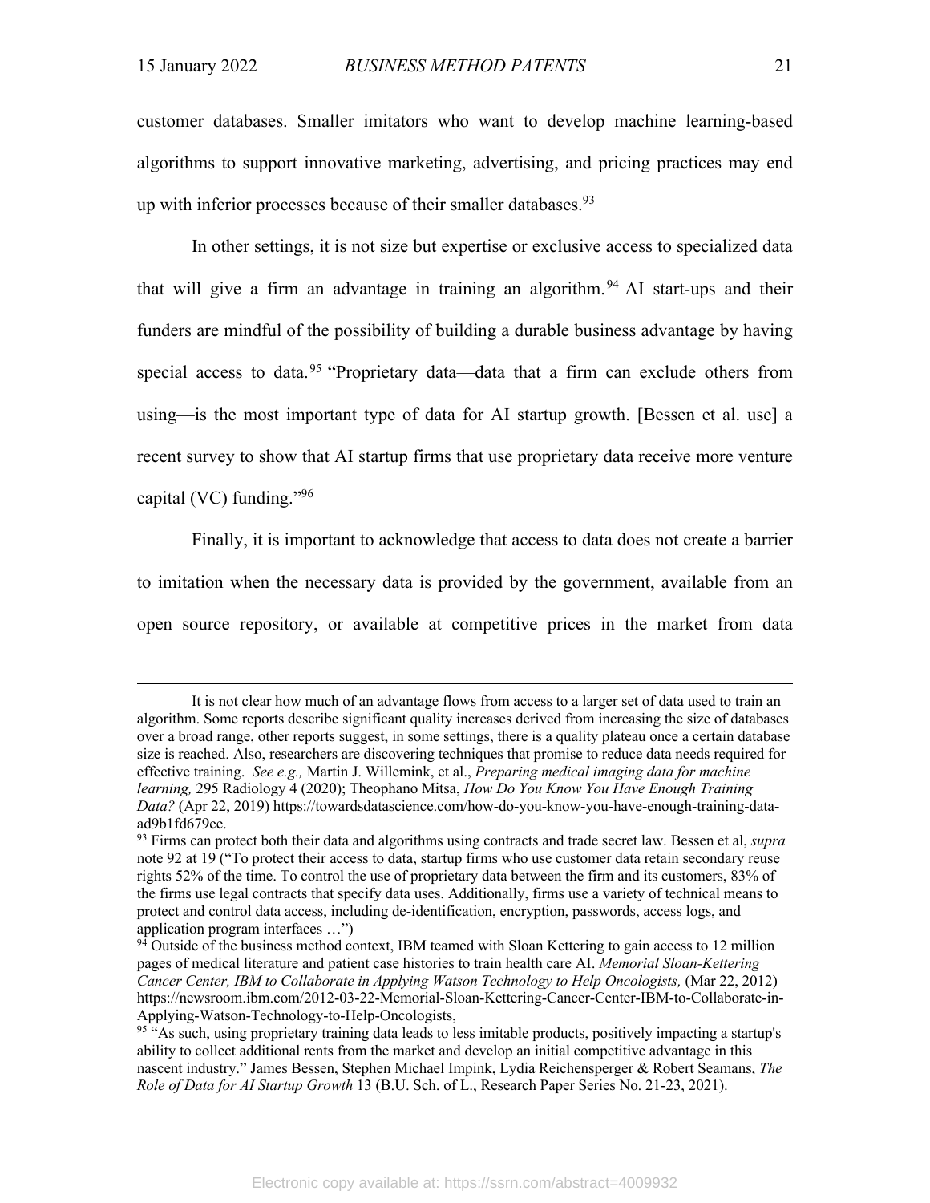customer databases. Smaller imitators who want to develop machine learning-based algorithms to support innovative marketing, advertising, and pricing practices may end up with inferior processes because of their smaller databases.[93]

In other settings, it is not size but expertise or exclusive access to specialized data that will give a firm an advantage in training an algorithm.[94] AI start-ups and their funders are mindful of the possibility of building a durable business advantage by having special access to data.[95] "Proprietary data—data that a firm can exclude others from using—is the most important type of data for AI startup growth. [Bessen et al. use] a recent survey to show that AI startup firms that use proprietary data receive more venture capital (VC) funding."[96]

Finally, it is important to acknowledge that access to data does not create a barrier to imitation when the necessary data is provided by the government, available from an open source repository, or available at competitive prices in the market from data

---

It is not clear how much of an advantage flows from access to a larger set of data used to train an algorithm. Some reports describe significant quality increases derived from increasing the size of databases over a broad range, other reports suggest, in some settings, there is a quality plateau once a certain database size is reached. Also, researchers are discovering techniques that promise to reduce data needs required for effective training. *See e.g.,* Martin J. Willemink, et al., *Preparing medical imaging data for machine learning,* 295 Radiology 4 (2020); Theophano Mitsa, *How Do You Know You Have Enough Training Data?* (Apr 22, 2019) https://towardsdatascience.com/how-do-you-know-you-have-enough-training-data-ad9b1fd679ee.

[93] Firms can protect both their data and algorithms using contracts and trade secret law. Bessen et al, *supra* note 92 at 19 ("To protect their access to data, startup firms who use customer data retain secondary reuse rights 52% of the time. To control the use of proprietary data between the firm and its customers, 83% of the firms use legal contracts that specify data uses. Additionally, firms use a variety of technical means to protect and control data access, including de-identification, encryption, passwords, access logs, and application program interfaces …")

[94] Outside of the business method context, IBM teamed with Sloan Kettering to gain access to 12 million pages of medical literature and patient case histories to train health care AI. *Memorial Sloan-Kettering Cancer Center, IBM to Collaborate in Applying Watson Technology to Help Oncologists,* (Mar 22, 2012) https://newsroom.ibm.com/2012-03-22-Memorial-Sloan-Kettering-Cancer-Center-IBM-to-Collaborate-in-Applying-Watson-Technology-to-Help-Oncologists,

[95] "As such, using proprietary training data leads to less imitable products, positively impacting a startup's ability to collect additional rents from the market and develop an initial competitive advantage in this nascent industry." James Bessen, Stephen Michael Impink, Lydia Reichensperger & Robert Seamans, *The Role of Data for AI Startup Growth* 13 (B.U. Sch. of L., Research Paper Series No. 21-23, 2021).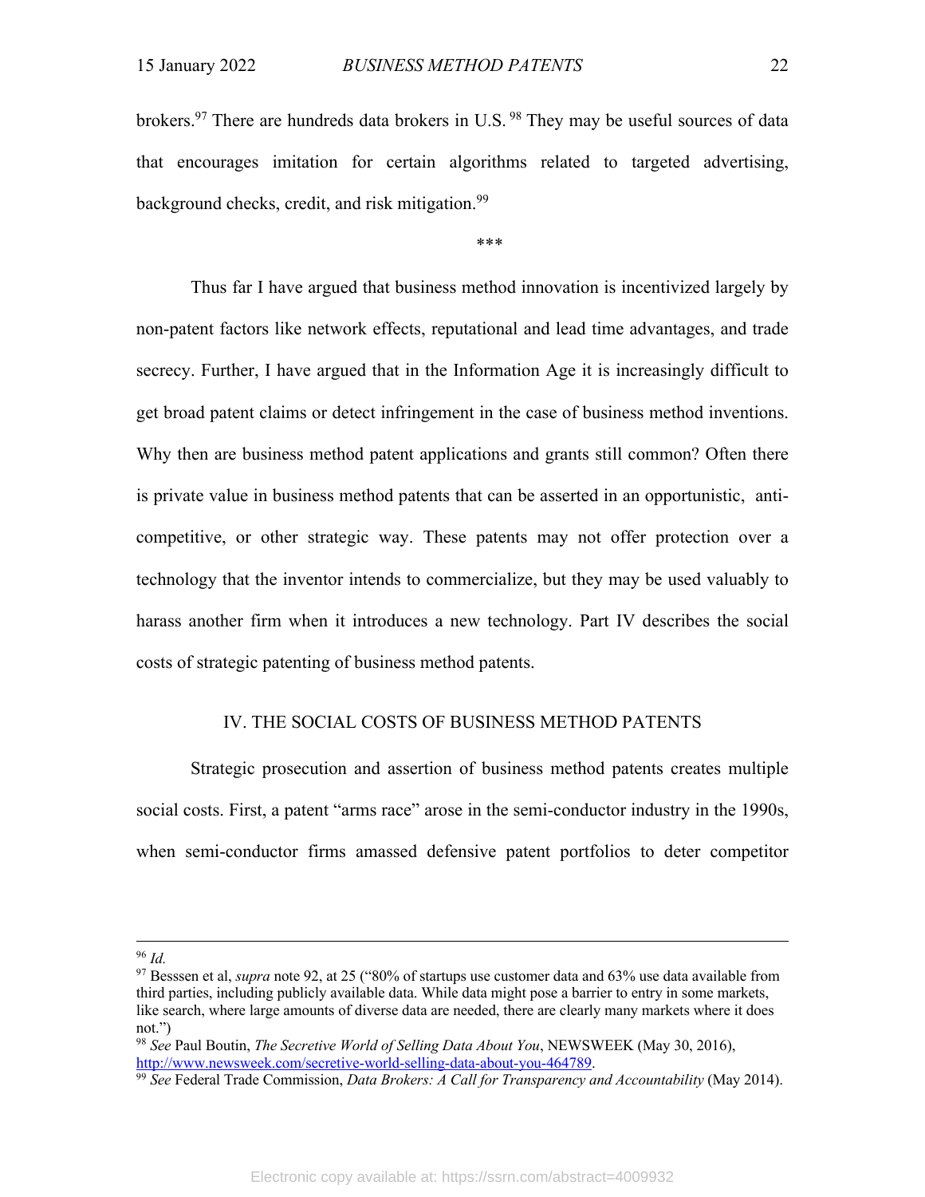brokers.[97] There are hundreds data brokers in U.S. [98] They may be useful sources of data that encourages imitation for certain algorithms related to targeted advertising, background checks, credit, and risk mitigation.[99]

\*\*\*

Thus far I have argued that business method innovation is incentivized largely by non-patent factors like network effects, reputational and lead time advantages, and trade secrecy. Further, I have argued that in the Information Age it is increasingly difficult to get broad patent claims or detect infringement in the case of business method inventions. Why then are business method patent applications and grants still common? Often there is private value in business method patents that can be asserted in an opportunistic, anti-competitive, or other strategic way. These patents may not offer protection over a technology that the inventor intends to commercialize, but they may be used valuably to harass another firm when it introduces a new technology. Part IV describes the social costs of strategic patenting of business method patents.

## IV. THE SOCIAL COSTS OF BUSINESS METHOD PATENTS

Strategic prosecution and assertion of business method patents creates multiple social costs. First, a patent "arms race" arose in the semi-conductor industry in the 1990s, when semi-conductor firms amassed defensive patent portfolios to deter competitor

---

[96] *Id.*

[97] Besssen et al, *supra* note 92, at 25 ("80% of startups use customer data and 63% use data available from third parties, including publicly available data. While data might pose a barrier to entry in some markets, like search, where large amounts of diverse data are needed, there are clearly many markets where it does not.")

[98] *See* Paul Boutin, *The Secretive World of Selling Data About You*, NEWSWEEK (May 30, 2016), http://www.newsweek.com/secretive-world-selling-data-about-you-464789.

[99] *See* Federal Trade Commission, *Data Brokers: A Call for Transparency and Accountability* (May 2014).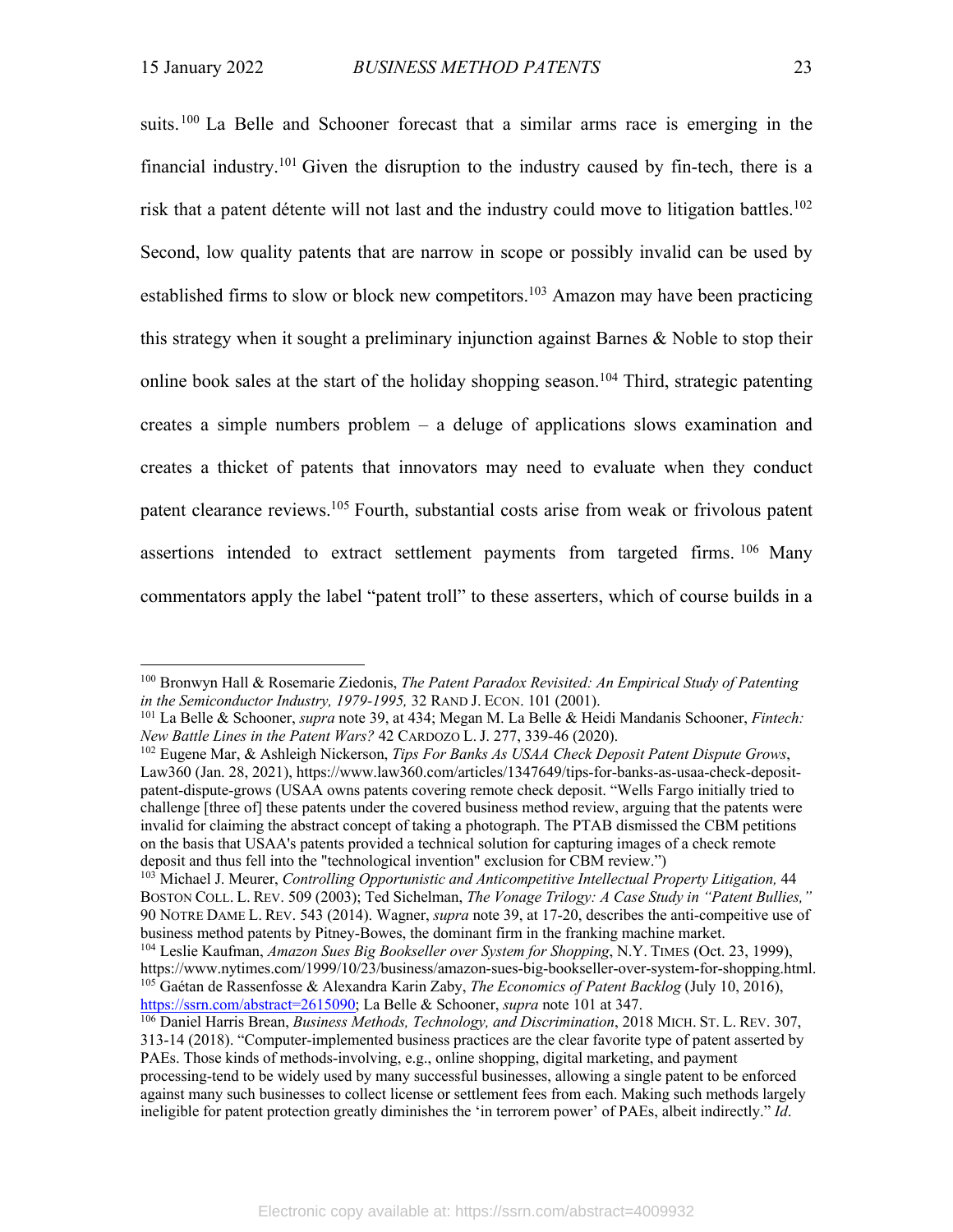suits.[100] La Belle and Schooner forecast that a similar arms race is emerging in the financial industry.[101] Given the disruption to the industry caused by fin-tech, there is a risk that a patent détente will not last and the industry could move to litigation battles.[102] Second, low quality patents that are narrow in scope or possibly invalid can be used by established firms to slow or block new competitors.[103] Amazon may have been practicing this strategy when it sought a preliminary injunction against Barnes & Noble to stop their online book sales at the start of the holiday shopping season.[104] Third, strategic patenting creates a simple numbers problem – a deluge of applications slows examination and creates a thicket of patents that innovators may need to evaluate when they conduct patent clearance reviews.[105] Fourth, substantial costs arise from weak or frivolous patent assertions intended to extract settlement payments from targeted firms.[106] Many commentators apply the label "patent troll" to these asserters, which of course builds in a

---

[100] Bronwyn Hall & Rosemarie Ziedonis, *The Patent Paradox Revisited: An Empirical Study of Patenting in the Semiconductor Industry, 1979-1995,* 32 RAND J. ECON. 101 (2001).

[101] La Belle & Schooner, *supra* note 39, at 434; Megan M. La Belle & Heidi Mandanis Schooner, *Fintech: New Battle Lines in the Patent Wars?* 42 CARDOZO L. J. 277, 339-46 (2020).

[102] Eugene Mar, & Ashleigh Nickerson, *Tips For Banks As USAA Check Deposit Patent Dispute Grows*, Law360 (Jan. 28, 2021), https://www.law360.com/articles/1347649/tips-for-banks-as-usaa-check-deposit-patent-dispute-grows (USAA owns patents covering remote check deposit. "Wells Fargo initially tried to challenge [three of] these patents under the covered business method review, arguing that the patents were invalid for claiming the abstract concept of taking a photograph. The PTAB dismissed the CBM petitions on the basis that USAA's patents provided a technical solution for capturing images of a check remote deposit and thus fell into the "technological invention" exclusion for CBM review.")

[103] Michael J. Meurer, *Controlling Opportunistic and Anticompetitive Intellectual Property Litigation,* 44 BOSTON COLL. L. REV. 509 (2003); Ted Sichelman, *The Vonage Trilogy: A Case Study in "Patent Bullies,"* 90 NOTRE DAME L. REV. 543 (2014). Wagner, *supra* note 39, at 17-20, describes the anti-compeitive use of business method patents by Pitney-Bowes, the dominant firm in the franking machine market.

[104] Leslie Kaufman, *Amazon Sues Big Bookseller over System for Shopping*, N.Y. TIMES (Oct. 23, 1999), https://www.nytimes.com/1999/10/23/business/amazon-sues-big-bookseller-over-system-for-shopping.html.

[105] Gaétan de Rassenfosse & Alexandra Karin Zaby, *The Economics of Patent Backlog* (July 10, 2016), https://ssrn.com/abstract=2615090; La Belle & Schooner, *supra* note 101 at 347.

[106] Daniel Harris Brean, *Business Methods, Technology, and Discrimination*, 2018 MICH. ST. L. REV. 307, 313-14 (2018). "Computer-implemented business practices are the clear favorite type of patent asserted by PAEs. Those kinds of methods-involving, e.g., online shopping, digital marketing, and payment processing-tend to be widely used by many successful businesses, allowing a single patent to be enforced against many such businesses to collect license or settlement fees from each. Making such methods largely ineligible for patent protection greatly diminishes the 'in terrorem power' of PAEs, albeit indirectly." *Id*.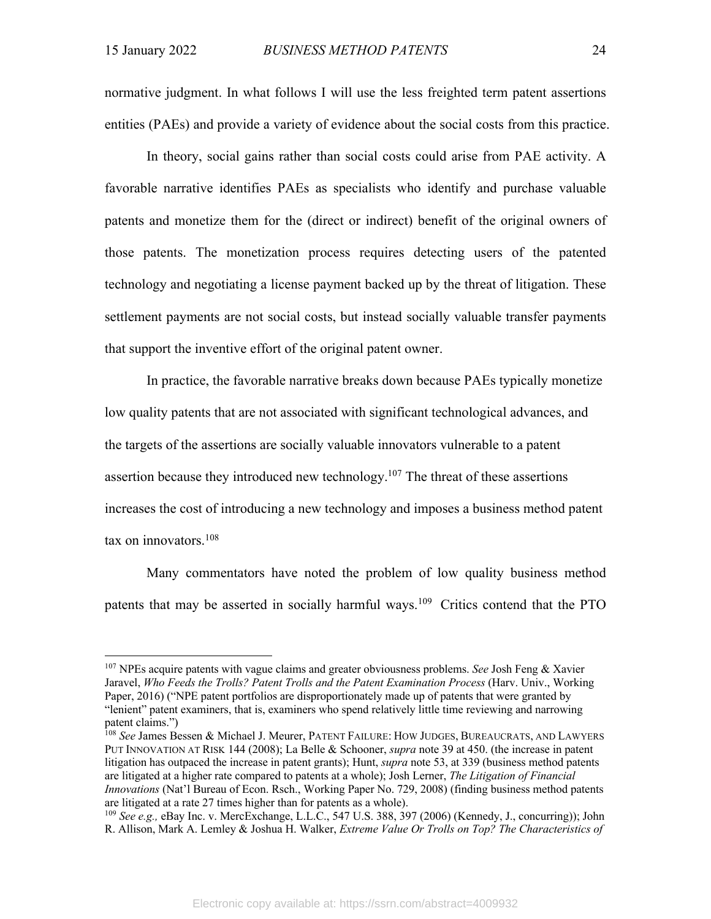normative judgment. In what follows I will use the less freighted term patent assertions entities (PAEs) and provide a variety of evidence about the social costs from this practice.

In theory, social gains rather than social costs could arise from PAE activity. A favorable narrative identifies PAEs as specialists who identify and purchase valuable patents and monetize them for the (direct or indirect) benefit of the original owners of those patents. The monetization process requires detecting users of the patented technology and negotiating a license payment backed up by the threat of litigation. These settlement payments are not social costs, but instead socially valuable transfer payments that support the inventive effort of the original patent owner.

In practice, the favorable narrative breaks down because PAEs typically monetize low quality patents that are not associated with significant technological advances, and the targets of the assertions are socially valuable innovators vulnerable to a patent assertion because they introduced new technology.[107] The threat of these assertions increases the cost of introducing a new technology and imposes a business method patent tax on innovators.[108]

Many commentators have noted the problem of low quality business method patents that may be asserted in socially harmful ways.[109] Critics contend that the PTO

---

[107] NPEs acquire patents with vague claims and greater obviousness problems. *See* Josh Feng & Xavier Jaravel, *Who Feeds the Trolls? Patent Trolls and the Patent Examination Process* (Harv. Univ., Working Paper, 2016) ("NPE patent portfolios are disproportionately made up of patents that were granted by "lenient" patent examiners, that is, examiners who spend relatively little time reviewing and narrowing patent claims.")

[108] *See* James Bessen & Michael J. Meurer, PATENT FAILURE: HOW JUDGES, BUREAUCRATS, AND LAWYERS PUT INNOVATION AT RISK 144 (2008); La Belle & Schooner, *supra* note 39 at 450. (the increase in patent litigation has outpaced the increase in patent grants); Hunt, *supra* note 53, at 339 (business method patents are litigated at a higher rate compared to patents at a whole); Josh Lerner, *The Litigation of Financial Innovations* (Nat'l Bureau of Econ. Rsch., Working Paper No. 729, 2008) (finding business method patents are litigated at a rate 27 times higher than for patents as a whole).

[109] *See e.g.,* eBay Inc. v. MercExchange, L.L.C., 547 U.S. 388, 397 (2006) (Kennedy, J., concurring)); John R. Allison, Mark A. Lemley & Joshua H. Walker, *Extreme Value Or Trolls on Top? The Characteristics of*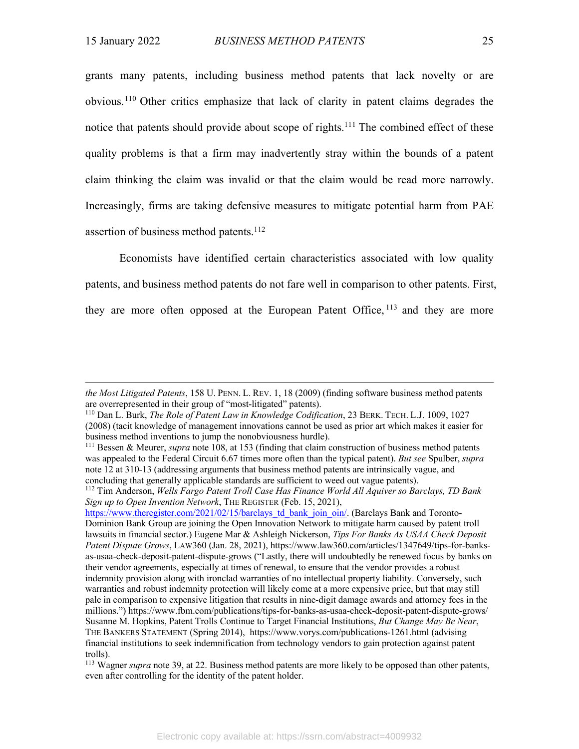grants many patents, including business method patents that lack novelty or are obvious.[110] Other critics emphasize that lack of clarity in patent claims degrades the notice that patents should provide about scope of rights.[111] The combined effect of these quality problems is that a firm may inadvertently stray within the bounds of a patent claim thinking the claim was invalid or that the claim would be read more narrowly. Increasingly, firms are taking defensive measures to mitigate potential harm from PAE assertion of business method patents.[112]

Economists have identified certain characteristics associated with low quality patents, and business method patents do not fare well in comparison to other patents. First, they are more often opposed at the European Patent Office,[113] and they are more

---

*the Most Litigated Patents*, 158 U. PENN. L. REV. 1, 18 (2009) (finding software business method patents are overrepresented in their group of "most-litigated" patents).

[110] Dan L. Burk, *The Role of Patent Law in Knowledge Codification*, 23 BERK. TECH. L.J. 1009, 1027 (2008) (tacit knowledge of management innovations cannot be used as prior art which makes it easier for business method inventions to jump the nonobviousness hurdle).

[111] Bessen & Meurer, *supra* note 108, at 153 (finding that claim construction of business method patents was appealed to the Federal Circuit 6.67 times more often than the typical patent). *But see* Spulber, *supra* note 12 at 310-13 (addressing arguments that business method patents are intrinsically vague, and concluding that generally applicable standards are sufficient to weed out vague patents).

[112] Tim Anderson, *Wells Fargo Patent Troll Case Has Finance World All Aquiver so Barclays, TD Bank Sign up to Open Invention Network*, THE REGISTER (Feb. 15, 2021), https://www.theregister.com/2021/02/15/barclays_td_bank_join_oin/. (Barclays Bank and Toronto-Dominion Bank Group are joining the Open Innovation Network to mitigate harm caused by patent troll lawsuits in financial sector.) Eugene Mar & Ashleigh Nickerson, *Tips For Banks As USAA Check Deposit Patent Dispute Grows*, LAW360 (Jan. 28, 2021), https://www.law360.com/articles/1347649/tips-for-banks-as-usaa-check-deposit-patent-dispute-grows ("Lastly, there will undoubtedly be renewed focus by banks on their vendor agreements, especially at times of renewal, to ensure that the vendor provides a robust indemnity provision along with ironclad warranties of no intellectual property liability. Conversely, such warranties and robust indemnity protection will likely come at a more expensive price, but that may still pale in comparison to expensive litigation that results in nine-digit damage awards and attorney fees in the millions.") https://www.fbm.com/publications/tips-for-banks-as-usaa-check-deposit-patent-dispute-grows/ Susanne M. Hopkins, Patent Trolls Continue to Target Financial Institutions, *But Change May Be Near*, THE BANKERS STATEMENT (Spring 2014), https://www.vorys.com/publications-1261.html (advising financial institutions to seek indemnification from technology vendors to gain protection against patent trolls).

[113] Wagner *supra* note 39, at 22. Business method patents are more likely to be opposed than other patents, even after controlling for the identity of the patent holder.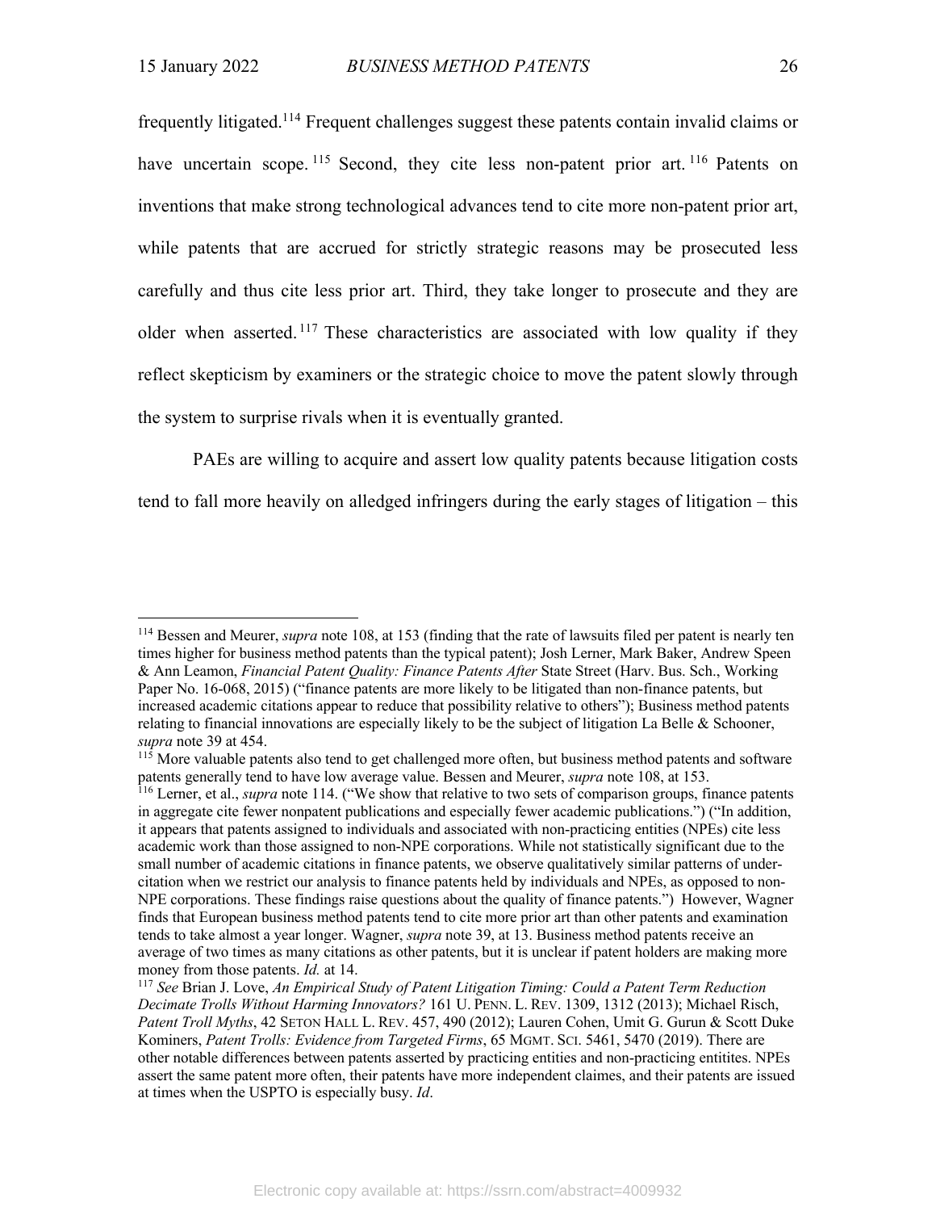frequently litigated.[114] Frequent challenges suggest these patents contain invalid claims or have uncertain scope.[115] Second, they cite less non-patent prior art.[116] Patents on inventions that make strong technological advances tend to cite more non-patent prior art, while patents that are accrued for strictly strategic reasons may be prosecuted less carefully and thus cite less prior art. Third, they take longer to prosecute and they are older when asserted.[117] These characteristics are associated with low quality if they reflect skepticism by examiners or the strategic choice to move the patent slowly through the system to surprise rivals when it is eventually granted.

PAEs are willing to acquire and assert low quality patents because litigation costs tend to fall more heavily on alledged infringers during the early stages of litigation – this

---

[114] Bessen and Meurer, *supra* note 108, at 153 (finding that the rate of lawsuits filed per patent is nearly ten times higher for business method patents than the typical patent); Josh Lerner, Mark Baker, Andrew Speen & Ann Leamon, *Financial Patent Quality: Finance Patents After* State Street (Harv. Bus. Sch., Working Paper No. 16-068, 2015) ("finance patents are more likely to be litigated than non-finance patents, but increased academic citations appear to reduce that possibility relative to others"); Business method patents relating to financial innovations are especially likely to be the subject of litigation La Belle & Schooner, *supra* note 39 at 454.

[115] More valuable patents also tend to get challenged more often, but business method patents and software patents generally tend to have low average value. Bessen and Meurer, *supra* note 108, at 153.

[116] Lerner, et al., *supra* note 114. ("We show that relative to two sets of comparison groups, finance patents in aggregate cite fewer nonpatent publications and especially fewer academic publications.") ("In addition, it appears that patents assigned to individuals and associated with non-practicing entities (NPEs) cite less academic work than those assigned to non-NPE corporations. While not statistically significant due to the small number of academic citations in finance patents, we observe qualitatively similar patterns of under-citation when we restrict our analysis to finance patents held by individuals and NPEs, as opposed to non-NPE corporations. These findings raise questions about the quality of finance patents.") However, Wagner finds that European business method patents tend to cite more prior art than other patents and examination tends to take almost a year longer. Wagner, *supra* note 39, at 13. Business method patents receive an average of two times as many citations as other patents, but it is unclear if patent holders are making more money from those patents. *Id.* at 14.

[117] *See* Brian J. Love, *An Empirical Study of Patent Litigation Timing: Could a Patent Term Reduction Decimate Trolls Without Harming Innovators?* 161 U. PENN. L. REV. 1309, 1312 (2013); Michael Risch, *Patent Troll Myths*, 42 SETON HALL L. REV. 457, 490 (2012); Lauren Cohen, Umit G. Gurun & Scott Duke Kominers, *Patent Trolls: Evidence from Targeted Firms*, 65 MGMT. SCI. 5461, 5470 (2019). There are other notable differences between patents asserted by practicing entities and non-practicing entitites. NPEs assert the same patent more often, their patents have more independent claimes, and their patents are issued at times when the USPTO is especially busy. *Id*.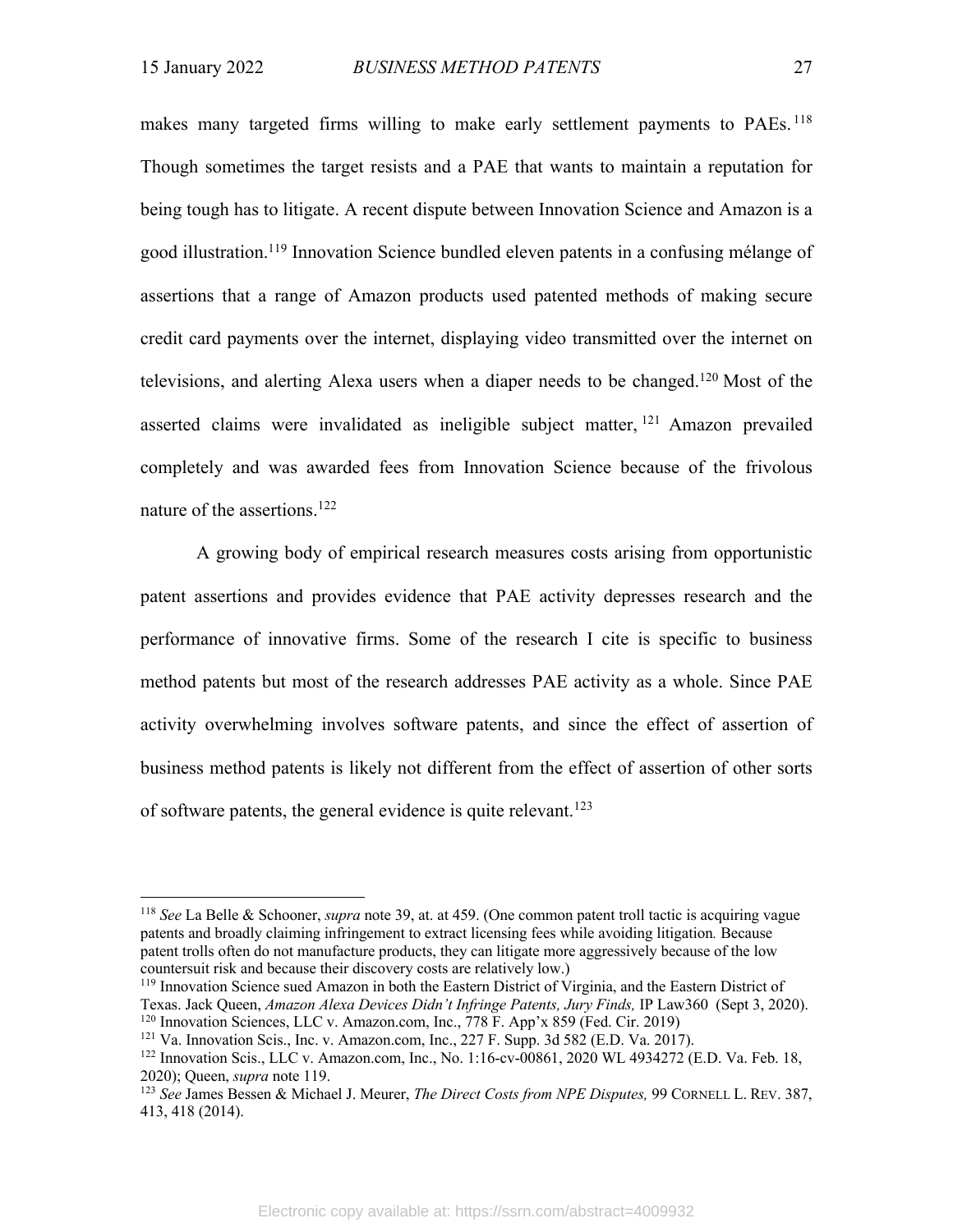makes many targeted firms willing to make early settlement payments to PAEs.[118] Though sometimes the target resists and a PAE that wants to maintain a reputation for being tough has to litigate. A recent dispute between Innovation Science and Amazon is a good illustration.[119] Innovation Science bundled eleven patents in a confusing mélange of assertions that a range of Amazon products used patented methods of making secure credit card payments over the internet, displaying video transmitted over the internet on televisions, and alerting Alexa users when a diaper needs to be changed.[120] Most of the asserted claims were invalidated as ineligible subject matter,[121] Amazon prevailed completely and was awarded fees from Innovation Science because of the frivolous nature of the assertions.[122]

A growing body of empirical research measures costs arising from opportunistic patent assertions and provides evidence that PAE activity depresses research and the performance of innovative firms. Some of the research I cite is specific to business method patents but most of the research addresses PAE activity as a whole. Since PAE activity overwhelming involves software patents, and since the effect of assertion of business method patents is likely not different from the effect of assertion of other sorts of software patents, the general evidence is quite relevant.[123]

---

[118] *See* La Belle & Schooner, *supra* note 39, at. at 459. (One common patent troll tactic is acquiring vague patents and broadly claiming infringement to extract licensing fees while avoiding litigation. Because patent trolls often do not manufacture products, they can litigate more aggressively because of the low countersuit risk and because their discovery costs are relatively low.)

[119] Innovation Science sued Amazon in both the Eastern District of Virginia, and the Eastern District of Texas. Jack Queen, *Amazon Alexa Devices Didn't Infringe Patents, Jury Finds,* IP Law360 (Sept 3, 2020).

[120] Innovation Sciences, LLC v. Amazon.com, Inc., 778 F. App'x 859 (Fed. Cir. 2019)

[121] Va. Innovation Scis., Inc. v. Amazon.com, Inc., 227 F. Supp. 3d 582 (E.D. Va. 2017).

[122] Innovation Scis., LLC v. Amazon.com, Inc., No. 1:16-cv-00861, 2020 WL 4934272 (E.D. Va. Feb. 18, 2020); Queen, *supra* note 119.

[123] *See* James Bessen & Michael J. Meurer, *The Direct Costs from NPE Disputes,* 99 CORNELL L. REV. 387, 413, 418 (2014).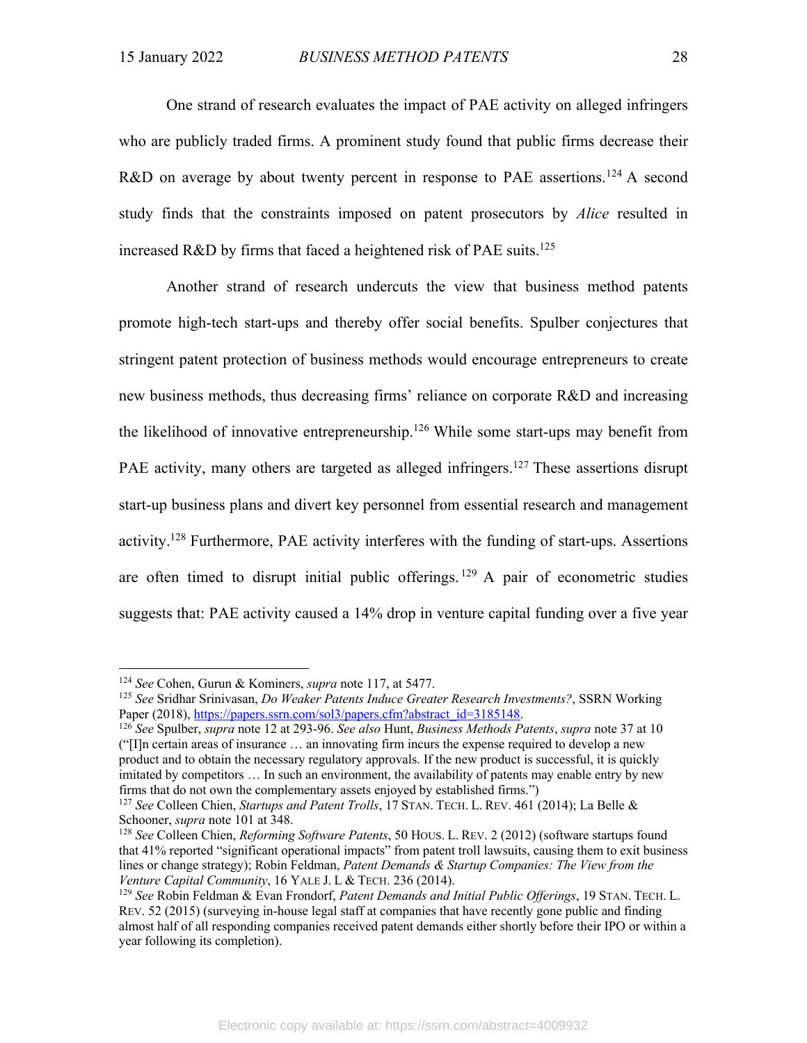One strand of research evaluates the impact of PAE activity on alleged infringers who are publicly traded firms. A prominent study found that public firms decrease their R&D on average by about twenty percent in response to PAE assertions.[124] A second study finds that the constraints imposed on patent prosecutors by *Alice* resulted in increased R&D by firms that faced a heightened risk of PAE suits.[125]

Another strand of research undercuts the view that business method patents promote high-tech start-ups and thereby offer social benefits. Spulber conjectures that stringent patent protection of business methods would encourage entrepreneurs to create new business methods, thus decreasing firms' reliance on corporate R&D and increasing the likelihood of innovative entrepreneurship.[126] While some start-ups may benefit from PAE activity, many others are targeted as alleged infringers.[127] These assertions disrupt start-up business plans and divert key personnel from essential research and management activity.[128] Furthermore, PAE activity interferes with the funding of start-ups. Assertions are often timed to disrupt initial public offerings.[129] A pair of econometric studies suggests that: PAE activity caused a 14% drop in venture capital funding over a five year

---

[124] *See* Cohen, Gurun & Kominers, *supra* note 117, at 5477.

[125] *See* Sridhar Srinivasan, *Do Weaker Patents Induce Greater Research Investments?*, SSRN Working Paper (2018), https://papers.ssrn.com/sol3/papers.cfm?abstract_id=3185148.

[126] *See* Spulber, *supra* note 12 at 293-96. *See also* Hunt, *Business Methods Patents*, *supra* note 37 at 10 ("[I]n certain areas of insurance … an innovating firm incurs the expense required to develop a new product and to obtain the necessary regulatory approvals. If the new product is successful, it is quickly imitated by competitors … In such an environment, the availability of patents may enable entry by new firms that do not own the complementary assets enjoyed by established firms.")

[127] *See* Colleen Chien, *Startups and Patent Trolls*, 17 STAN. TECH. L. REV. 461 (2014); La Belle & Schooner, *supra* note 101 at 348.

[128] *See* Colleen Chien, *Reforming Software Patents*, 50 HOUS. L. REV. 2 (2012) (software startups found that 41% reported "significant operational impacts" from patent troll lawsuits, causing them to exit business lines or change strategy); Robin Feldman, *Patent Demands & Startup Companies: The View from the Venture Capital Community*, 16 YALE J. L & TECH. 236 (2014).

[129] *See* Robin Feldman & Evan Frondorf, *Patent Demands and Initial Public Offerings*, 19 STAN. TECH. L. REV. 52 (2015) (surveying in-house legal staff at companies that have recently gone public and finding almost half of all responding companies received patent demands either shortly before their IPO or within a year following its completion).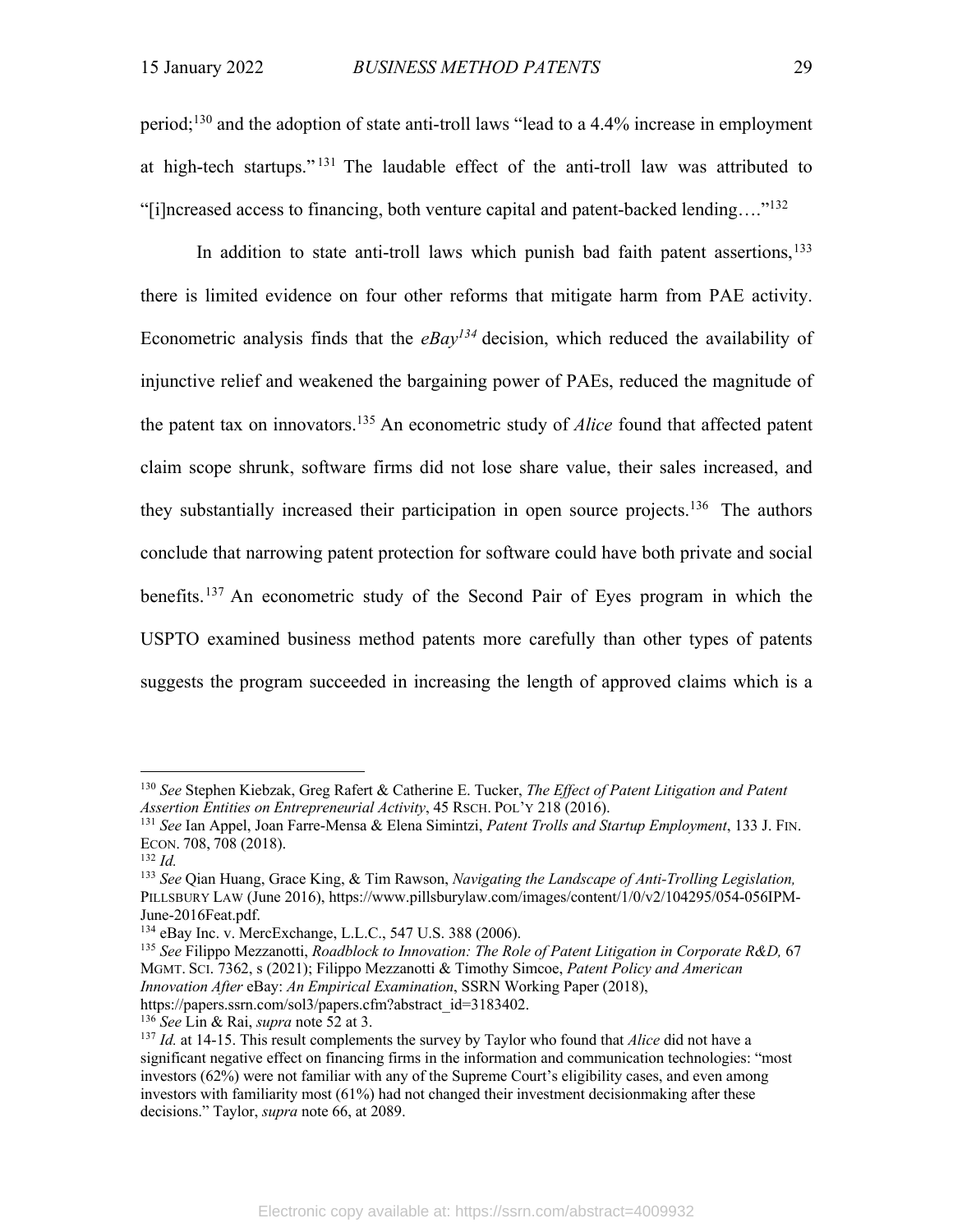period;[130] and the adoption of state anti-troll laws "lead to a 4.4% increase in employment at high-tech startups."[131] The laudable effect of the anti-troll law was attributed to "[i]ncreased access to financing, both venture capital and patent-backed lending…."[132]

In addition to state anti-troll laws which punish bad faith patent assertions,[133] there is limited evidence on four other reforms that mitigate harm from PAE activity. Econometric analysis finds that the *eBay*[134] decision, which reduced the availability of injunctive relief and weakened the bargaining power of PAEs, reduced the magnitude of the patent tax on innovators.[135] An econometric study of *Alice* found that affected patent claim scope shrunk, software firms did not lose share value, their sales increased, and they substantially increased their participation in open source projects.[136] The authors conclude that narrowing patent protection for software could have both private and social benefits.[137] An econometric study of the Second Pair of Eyes program in which the USPTO examined business method patents more carefully than other types of patents suggests the program succeeded in increasing the length of approved claims which is a

---

[130] *See* Stephen Kiebzak, Greg Rafert & Catherine E. Tucker, *The Effect of Patent Litigation and Patent Assertion Entities on Entrepreneurial Activity*, 45 RSCH. POL'Y 218 (2016).

[131] *See* Ian Appel, Joan Farre-Mensa & Elena Simintzi, *Patent Trolls and Startup Employment*, 133 J. FIN. ECON. 708, 708 (2018).

[132] *Id.*

[133] *See* Qian Huang, Grace King, & Tim Rawson, *Navigating the Landscape of Anti-Trolling Legislation,* PILLSBURY LAW (June 2016), https://www.pillsburylaw.com/images/content/1/0/v2/104295/054-056IPM-June-2016Feat.pdf.

[134] eBay Inc. v. MercExchange, L.L.C., 547 U.S. 388 (2006).

[135] *See* Filippo Mezzanotti, *Roadblock to Innovation: The Role of Patent Litigation in Corporate R&D,* 67 MGMT. SCI. 7362, s (2021); Filippo Mezzanotti & Timothy Simcoe, *Patent Policy and American Innovation After* eBay: *An Empirical Examination*, SSRN Working Paper (2018), https://papers.ssrn.com/sol3/papers.cfm?abstract_id=3183402.

[136] *See* Lin & Rai, *supra* note 52 at 3.

[137] *Id.* at 14-15. This result complements the survey by Taylor who found that *Alice* did not have a significant negative effect on financing firms in the information and communication technologies: "most investors (62%) were not familiar with any of the Supreme Court's eligibility cases, and even among investors with familiarity most (61%) had not changed their investment decisionmaking after these decisions." Taylor, *supra* note 66, at 2089.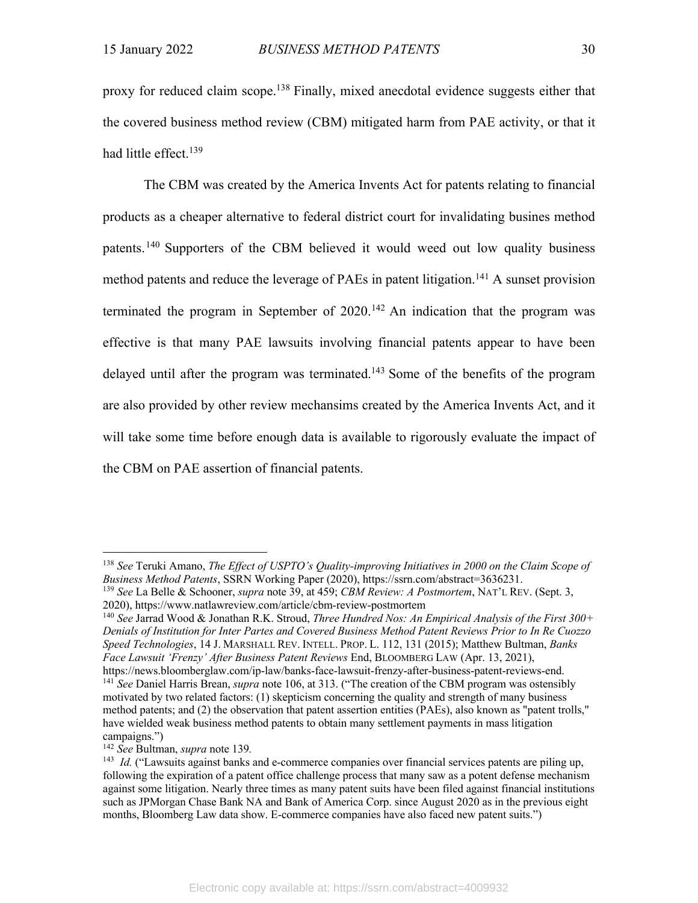proxy for reduced claim scope.[138] Finally, mixed anecdotal evidence suggests either that the covered business method review (CBM) mitigated harm from PAE activity, or that it had little effect.[139]

The CBM was created by the America Invents Act for patents relating to financial products as a cheaper alternative to federal district court for invalidating busines method patents.[140] Supporters of the CBM believed it would weed out low quality business method patents and reduce the leverage of PAEs in patent litigation.[141] A sunset provision terminated the program in September of 2020.[142] An indication that the program was effective is that many PAE lawsuits involving financial patents appear to have been delayed until after the program was terminated.[143] Some of the benefits of the program are also provided by other review mechansims created by the America Invents Act, and it will take some time before enough data is available to rigorously evaluate the impact of the CBM on PAE assertion of financial patents.

---

[138] *See* Teruki Amano, *The Effect of USPTO's Quality-improving Initiatives in 2000 on the Claim Scope of Business Method Patents*, SSRN Working Paper (2020), https://ssrn.com/abstract=3636231.

[139] *See* La Belle & Schooner, *supra* note 39, at 459; *CBM Review: A Postmortem*, NAT'L REV. (Sept. 3, 2020), https://www.natlawreview.com/article/cbm-review-postmortem

[140] *See* Jarrad Wood & Jonathan R.K. Stroud, *Three Hundred Nos: An Empirical Analysis of the First 300+ Denials of Institution for Inter Partes and Covered Business Method Patent Reviews Prior to In Re Cuozzo Speed Technologies*, 14 J. MARSHALL REV. INTELL. PROP. L. 112, 131 (2015); Matthew Bultman, *Banks Face Lawsuit 'Frenzy' After Business Patent Reviews* End, BLOOMBERG LAW (Apr. 13, 2021), https://news.bloomberglaw.com/ip-law/banks-face-lawsuit-frenzy-after-business-patent-reviews-end.

[141] *See* Daniel Harris Brean, *supra* note 106, at 313. ("The creation of the CBM program was ostensibly motivated by two related factors: (1) skepticism concerning the quality and strength of many business method patents; and (2) the observation that patent assertion entities (PAEs), also known as "patent trolls," have wielded weak business method patents to obtain many settlement payments in mass litigation campaigns.")

[142] *See* Bultman, *supra* note 139.

[143] *Id.* ("Lawsuits against banks and e-commerce companies over financial services patents are piling up, following the expiration of a patent office challenge process that many saw as a potent defense mechanism against some litigation. Nearly three times as many patent suits have been filed against financial institutions such as JPMorgan Chase Bank NA and Bank of America Corp. since August 2020 as in the previous eight months, Bloomberg Law data show. E-commerce companies have also faced new patent suits.")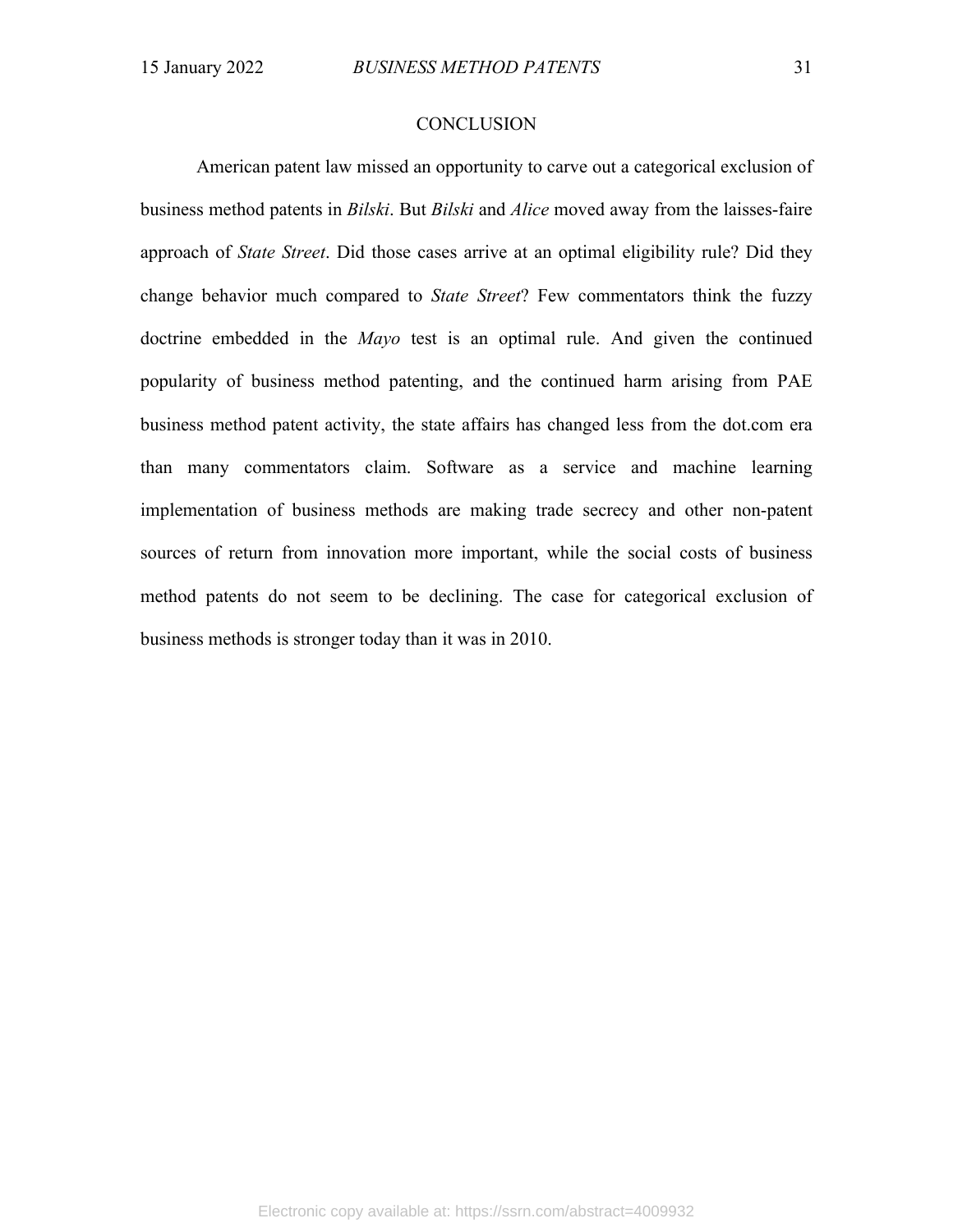## CONCLUSION

American patent law missed an opportunity to carve out a categorical exclusion of business method patents in *Bilski*. But *Bilski* and *Alice* moved away from the laisses-faire approach of *State Street*. Did those cases arrive at an optimal eligibility rule? Did they change behavior much compared to *State Street*? Few commentators think the fuzzy doctrine embedded in the *Mayo* test is an optimal rule. And given the continued popularity of business method patenting, and the continued harm arising from PAE business method patent activity, the state affairs has changed less from the dot.com era than many commentators claim. Software as a service and machine learning implementation of business methods are making trade secrecy and other non-patent sources of return from innovation more important, while the social costs of business method patents do not seem to be declining. The case for categorical exclusion of business methods is stronger today than it was in 2010.